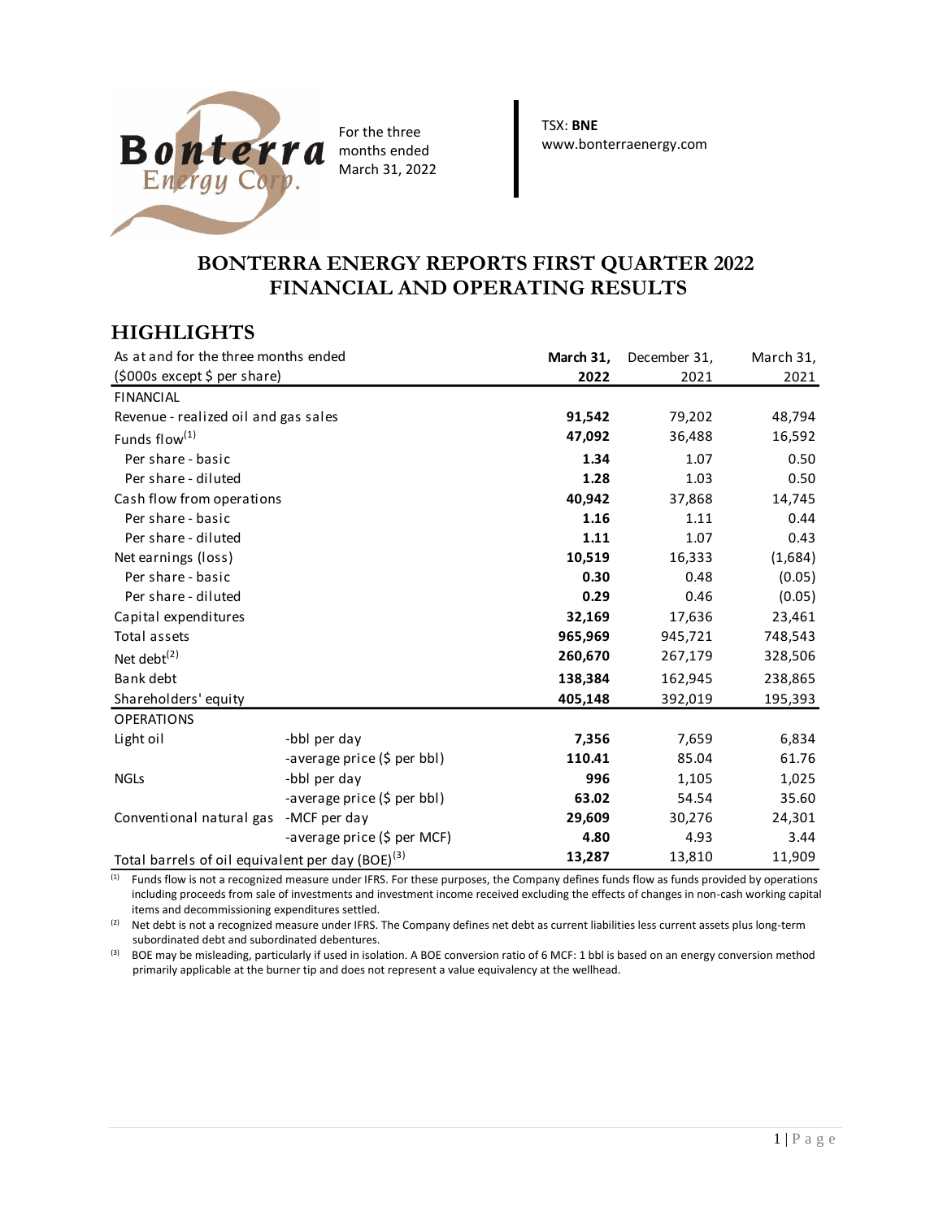Bonterra Energy Corp.

For the three months ended March 31, 2022

TSX: **BNE**
www.bonterraenergy.com

# BONTERRA ENERGY REPORTS FIRST QUARTER 2022 FINANCIAL AND OPERATING RESULTS

## HIGHLIGHTS

| As at and for the three months ended ($000s except $ per share) | | **March 31, 2022** | December 31, 2021 | March 31, 2021 |
|---|---|---|---|---|
| FINANCIAL | | | | |
| Revenue - realized oil and gas sales | | **91,542** | 79,202 | 48,794 |
| Funds flow[1] | | **47,092** | 36,488 | 16,592 |
| Per share - basic | | **1.34** | 1.07 | 0.50 |
| Per share - diluted | | **1.28** | 1.03 | 0.50 |
| Cash flow from operations | | **40,942** | 37,868 | 14,745 |
| Per share - basic | | **1.16** | 1.11 | 0.44 |
| Per share - diluted | | **1.11** | 1.07 | 0.43 |
| Net earnings (loss) | | **10,519** | 16,333 | (1,684) |
| Per share - basic | | **0.30** | 0.48 | (0.05) |
| Per share - diluted | | **0.29** | 0.46 | (0.05) |
| Capital expenditures | | **32,169** | 17,636 | 23,461 |
| Total assets | | **965,969** | 945,721 | 748,543 |
| Net debt[2] | | **260,670** | 267,179 | 328,506 |
| Bank debt | | **138,384** | 162,945 | 238,865 |
| Shareholders' equity | | **405,148** | 392,019 | 195,393 |
| OPERATIONS | | | | |
| Light oil | -bbl per day | **7,356** | 7,659 | 6,834 |
| | -average price ($ per bbl) | **110.41** | 85.04 | 61.76 |
| NGLs | -bbl per day | **996** | 1,105 | 1,025 |
| | -average price ($ per bbl) | **63.02** | 54.54 | 35.60 |
| Conventional natural gas | -MCF per day | **29,609** | 30,276 | 24,301 |
| | -average price ($ per MCF) | **4.80** | 4.93 | 3.44 |
| Total barrels of oil equivalent per day (BOE)[3] | | **13,287** | 13,810 | 11,909 |

[1] Funds flow is not a recognized measure under IFRS. For these purposes, the Company defines funds flow as funds provided by operations including proceeds from sale of investments and investment income received excluding the effects of changes in non-cash working capital items and decommissioning expenditures settled.

[2] Net debt is not a recognized measure under IFRS. The Company defines net debt as current liabilities less current assets plus long-term subordinated debt and subordinated debentures.

[3] BOE may be misleading, particularly if used in isolation. A BOE conversion ratio of 6 MCF: 1 bbl is based on an energy conversion method primarily applicable at the burner tip and does not represent a value equivalency at the wellhead.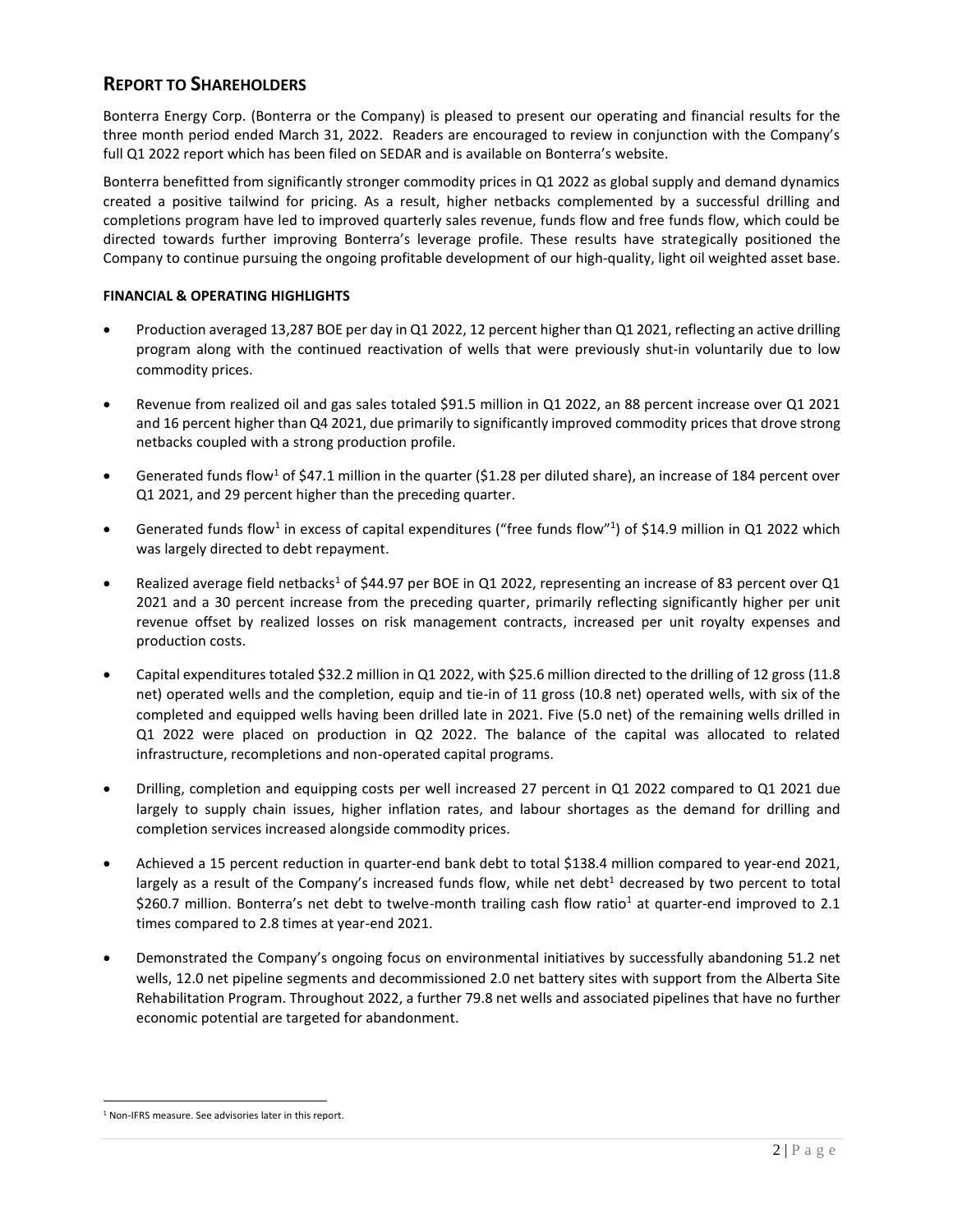## REPORT TO SHAREHOLDERS

Bonterra Energy Corp. (Bonterra or the Company) is pleased to present our operating and financial results for the three month period ended March 31, 2022. Readers are encouraged to review in conjunction with the Company's full Q1 2022 report which has been filed on SEDAR and is available on Bonterra's website.

Bonterra benefitted from significantly stronger commodity prices in Q1 2022 as global supply and demand dynamics created a positive tailwind for pricing. As a result, higher netbacks complemented by a successful drilling and completions program have led to improved quarterly sales revenue, funds flow and free funds flow, which could be directed towards further improving Bonterra's leverage profile. These results have strategically positioned the Company to continue pursuing the ongoing profitable development of our high-quality, light oil weighted asset base.

**FINANCIAL & OPERATING HIGHLIGHTS**

- Production averaged 13,287 BOE per day in Q1 2022, 12 percent higher than Q1 2021, reflecting an active drilling program along with the continued reactivation of wells that were previously shut-in voluntarily due to low commodity prices.
- Revenue from realized oil and gas sales totaled $91.5 million in Q1 2022, an 88 percent increase over Q1 2021 and 16 percent higher than Q4 2021, due primarily to significantly improved commodity prices that drove strong netbacks coupled with a strong production profile.
- Generated funds flow[1] of $47.1 million in the quarter ($1.28 per diluted share), an increase of 184 percent over Q1 2021, and 29 percent higher than the preceding quarter.
- Generated funds flow[1] in excess of capital expenditures ("free funds flow"[1]) of $14.9 million in Q1 2022 which was largely directed to debt repayment.
- Realized average field netbacks[1] of $44.97 per BOE in Q1 2022, representing an increase of 83 percent over Q1 2021 and a 30 percent increase from the preceding quarter, primarily reflecting significantly higher per unit revenue offset by realized losses on risk management contracts, increased per unit royalty expenses and production costs.
- Capital expenditures totaled $32.2 million in Q1 2022, with $25.6 million directed to the drilling of 12 gross (11.8 net) operated wells and the completion, equip and tie-in of 11 gross (10.8 net) operated wells, with six of the completed and equipped wells having been drilled late in 2021. Five (5.0 net) of the remaining wells drilled in Q1 2022 were placed on production in Q2 2022. The balance of the capital was allocated to related infrastructure, recompletions and non-operated capital programs.
- Drilling, completion and equipping costs per well increased 27 percent in Q1 2022 compared to Q1 2021 due largely to supply chain issues, higher inflation rates, and labour shortages as the demand for drilling and completion services increased alongside commodity prices.
- Achieved a 15 percent reduction in quarter-end bank debt to total $138.4 million compared to year-end 2021, largely as a result of the Company's increased funds flow, while net debt[1] decreased by two percent to total $260.7 million. Bonterra's net debt to twelve-month trailing cash flow ratio[1] at quarter-end improved to 2.1 times compared to 2.8 times at year-end 2021.
- Demonstrated the Company's ongoing focus on environmental initiatives by successfully abandoning 51.2 net wells, 12.0 net pipeline segments and decommissioned 2.0 net battery sites with support from the Alberta Site Rehabilitation Program. Throughout 2022, a further 79.8 net wells and associated pipelines that have no further economic potential are targeted for abandonment.

[1] Non-IFRS measure. See advisories later in this report.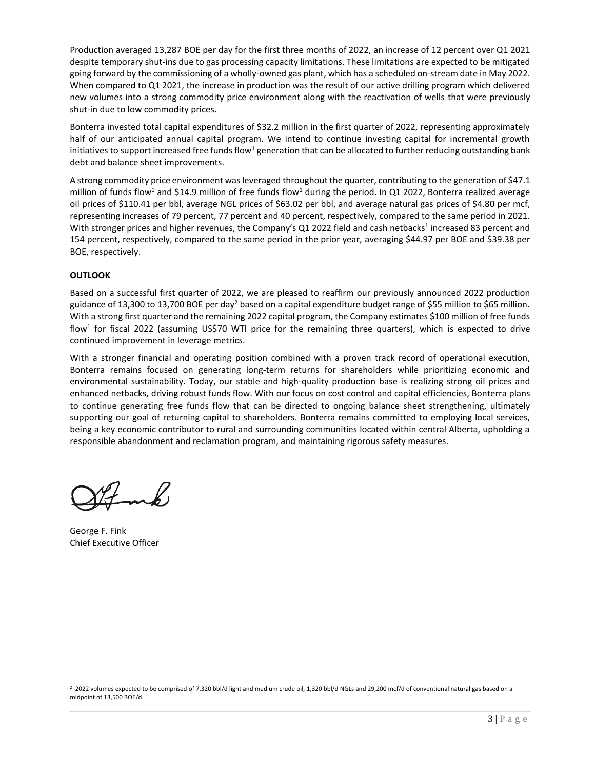Production averaged 13,287 BOE per day for the first three months of 2022, an increase of 12 percent over Q1 2021 despite temporary shut-ins due to gas processing capacity limitations. These limitations are expected to be mitigated going forward by the commissioning of a wholly-owned gas plant, which has a scheduled on-stream date in May 2022. When compared to Q1 2021, the increase in production was the result of our active drilling program which delivered new volumes into a strong commodity price environment along with the reactivation of wells that were previously shut-in due to low commodity prices.

Bonterra invested total capital expenditures of $32.2 million in the first quarter of 2022, representing approximately half of our anticipated annual capital program. We intend to continue investing capital for incremental growth initiatives to support increased free funds flow[1] generation that can be allocated to further reducing outstanding bank debt and balance sheet improvements.

A strong commodity price environment was leveraged throughout the quarter, contributing to the generation of $47.1 million of funds flow[1] and $14.9 million of free funds flow[1] during the period. In Q1 2022, Bonterra realized average oil prices of $110.41 per bbl, average NGL prices of $63.02 per bbl, and average natural gas prices of $4.80 per mcf, representing increases of 79 percent, 77 percent and 40 percent, respectively, compared to the same period in 2021. With stronger prices and higher revenues, the Company's Q1 2022 field and cash netbacks[1] increased 83 percent and 154 percent, respectively, compared to the same period in the prior year, averaging $44.97 per BOE and $39.38 per BOE, respectively.

**OUTLOOK**

Based on a successful first quarter of 2022, we are pleased to reaffirm our previously announced 2022 production guidance of 13,300 to 13,700 BOE per day[2] based on a capital expenditure budget range of $55 million to $65 million. With a strong first quarter and the remaining 2022 capital program, the Company estimates $100 million of free funds flow[1] for fiscal 2022 (assuming US$70 WTI price for the remaining three quarters), which is expected to drive continued improvement in leverage metrics.

With a stronger financial and operating position combined with a proven track record of operational execution, Bonterra remains focused on generating long-term returns for shareholders while prioritizing economic and environmental sustainability. Today, our stable and high-quality production base is realizing strong oil prices and enhanced netbacks, driving robust funds flow. With our focus on cost control and capital efficiencies, Bonterra plans to continue generating free funds flow that can be directed to ongoing balance sheet strengthening, ultimately supporting our goal of returning capital to shareholders. Bonterra remains committed to employing local services, being a key economic contributor to rural and surrounding communities located within central Alberta, upholding a responsible abandonment and reclamation program, and maintaining rigorous safety measures.

George F. Fink
Chief Executive Officer

[2] 2022 volumes expected to be comprised of 7,320 bbl/d light and medium crude oil, 1,320 bbl/d NGLs and 29,200 mcf/d of conventional natural gas based on a midpoint of 13,500 BOE/d.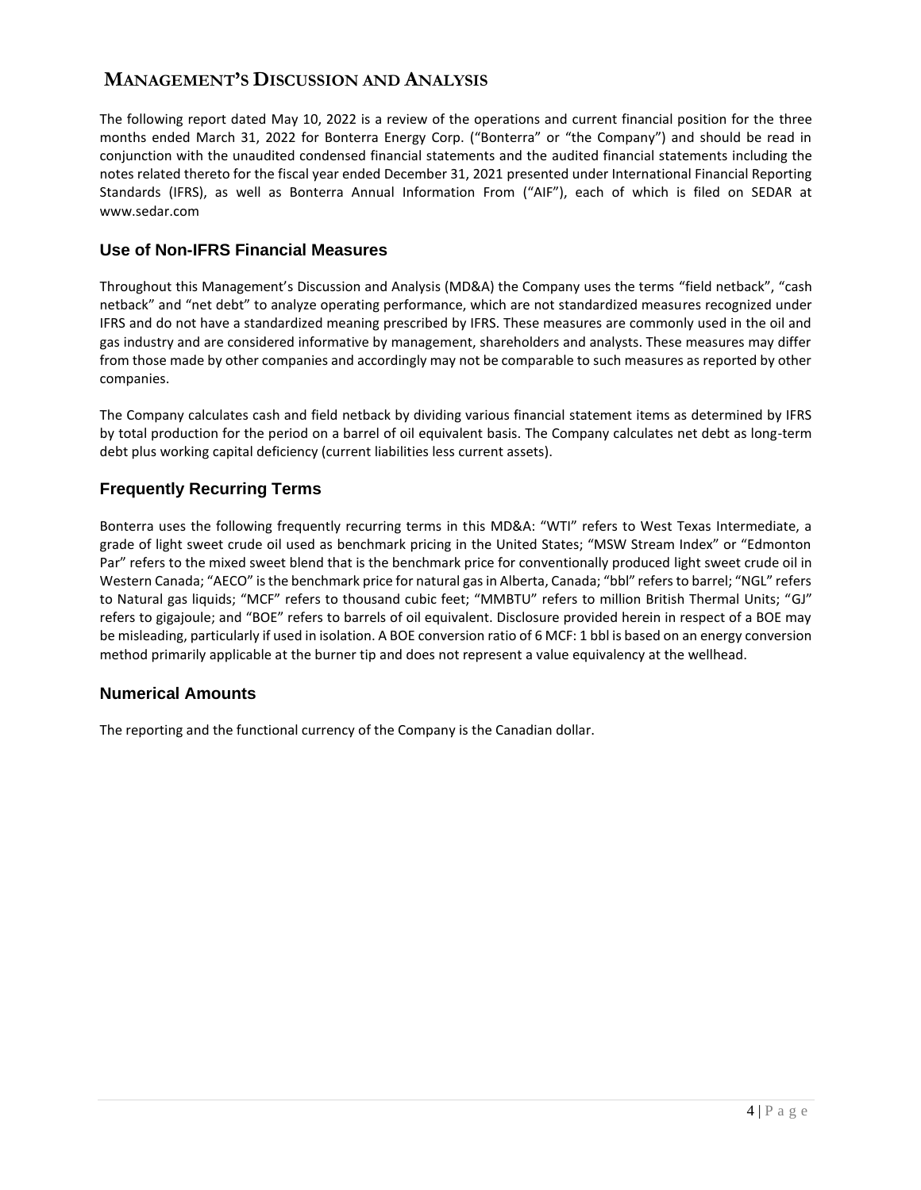# MANAGEMENT'S DISCUSSION AND ANALYSIS

The following report dated May 10, 2022 is a review of the operations and current financial position for the three months ended March 31, 2022 for Bonterra Energy Corp. ("Bonterra" or "the Company") and should be read in conjunction with the unaudited condensed financial statements and the audited financial statements including the notes related thereto for the fiscal year ended December 31, 2021 presented under International Financial Reporting Standards (IFRS), as well as Bonterra Annual Information From ("AIF"), each of which is filed on SEDAR at www.sedar.com

## Use of Non-IFRS Financial Measures

Throughout this Management's Discussion and Analysis (MD&A) the Company uses the terms "field netback", "cash netback" and "net debt" to analyze operating performance, which are not standardized measures recognized under IFRS and do not have a standardized meaning prescribed by IFRS. These measures are commonly used in the oil and gas industry and are considered informative by management, shareholders and analysts. These measures may differ from those made by other companies and accordingly may not be comparable to such measures as reported by other companies.

The Company calculates cash and field netback by dividing various financial statement items as determined by IFRS by total production for the period on a barrel of oil equivalent basis. The Company calculates net debt as long-term debt plus working capital deficiency (current liabilities less current assets).

## Frequently Recurring Terms

Bonterra uses the following frequently recurring terms in this MD&A: "WTI" refers to West Texas Intermediate, a grade of light sweet crude oil used as benchmark pricing in the United States; "MSW Stream Index" or "Edmonton Par" refers to the mixed sweet blend that is the benchmark price for conventionally produced light sweet crude oil in Western Canada; "AECO" is the benchmark price for natural gas in Alberta, Canada; "bbl" refers to barrel; "NGL" refers to Natural gas liquids; "MCF" refers to thousand cubic feet; "MMBTU" refers to million British Thermal Units; "GJ" refers to gigajoule; and "BOE" refers to barrels of oil equivalent. Disclosure provided herein in respect of a BOE may be misleading, particularly if used in isolation. A BOE conversion ratio of 6 MCF: 1 bbl is based on an energy conversion method primarily applicable at the burner tip and does not represent a value equivalency at the wellhead.

## Numerical Amounts

The reporting and the functional currency of the Company is the Canadian dollar.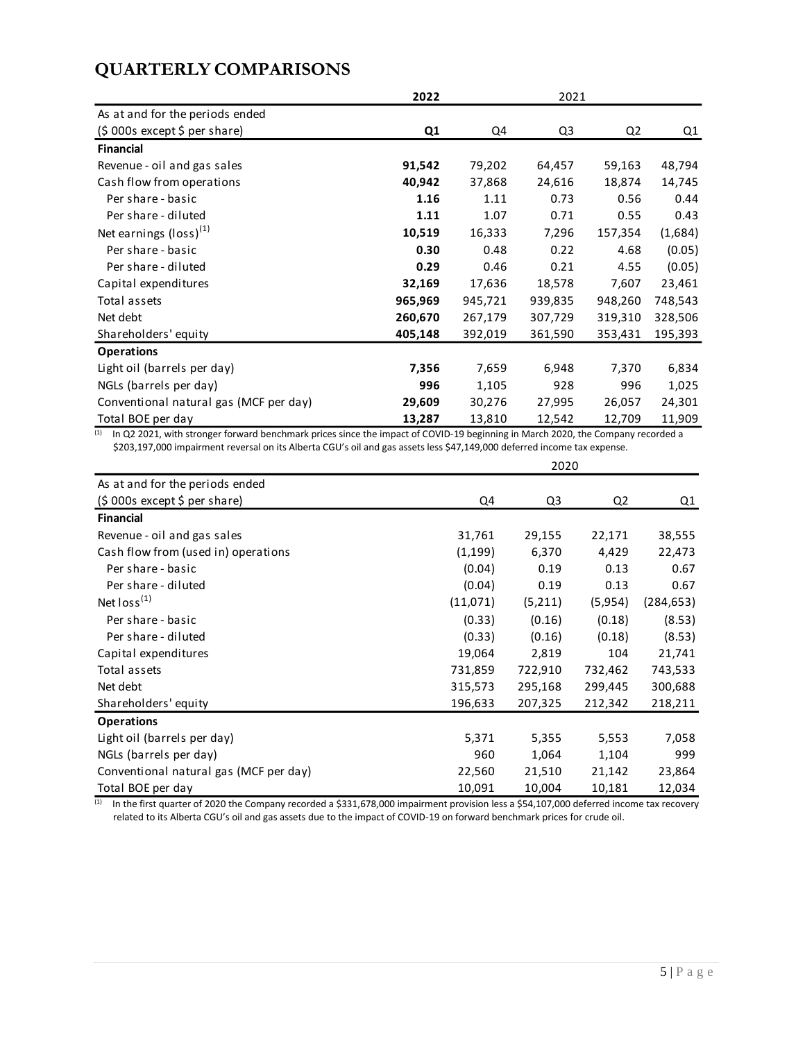# QUARTERLY COMPARISONS

| As at and for the periods ended ($ 000s except $ per share) | 2022 Q1 | 2021 Q4 | 2021 Q3 | 2021 Q2 | 2021 Q1 |
|---|---|---|---|---|---|
| **Financial** | | | | | |
| Revenue - oil and gas sales | **91,542** | 79,202 | 64,457 | 59,163 | 48,794 |
| Cash flow from operations | **40,942** | 37,868 | 24,616 | 18,874 | 14,745 |
| Per share - basic | **1.16** | 1.11 | 0.73 | 0.56 | 0.44 |
| Per share - diluted | **1.11** | 1.07 | 0.71 | 0.55 | 0.43 |
| Net earnings (loss)[(1)] | **10,519** | 16,333 | 7,296 | 157,354 | (1,684) |
| Per share - basic | **0.30** | 0.48 | 0.22 | 4.68 | (0.05) |
| Per share - diluted | **0.29** | 0.46 | 0.21 | 4.55 | (0.05) |
| Capital expenditures | **32,169** | 17,636 | 18,578 | 7,607 | 23,461 |
| Total assets | **965,969** | 945,721 | 939,835 | 948,260 | 748,543 |
| Net debt | **260,670** | 267,179 | 307,729 | 319,310 | 328,506 |
| Shareholders' equity | **405,148** | 392,019 | 361,590 | 353,431 | 195,393 |
| **Operations** | | | | | |
| Light oil (barrels per day) | **7,356** | 7,659 | 6,948 | 7,370 | 6,834 |
| NGLs (barrels per day) | **996** | 1,105 | 928 | 996 | 1,025 |
| Conventional natural gas (MCF per day) | **29,609** | 30,276 | 27,995 | 26,057 | 24,301 |
| Total BOE per day | **13,287** | 13,810 | 12,542 | 12,709 | 11,909 |

(1) In Q2 2021, with stronger forward benchmark prices since the impact of COVID-19 beginning in March 2020, the Company recorded a $203,197,000 impairment reversal on its Alberta CGU's oil and gas assets less $47,149,000 deferred income tax expense.

| As at and for the periods ended ($ 000s except $ per share) | 2020 Q4 | 2020 Q3 | 2020 Q2 | 2020 Q1 |
|---|---|---|---|---|
| **Financial** | | | | |
| Revenue - oil and gas sales | 31,761 | 29,155 | 22,171 | 38,555 |
| Cash flow from (used in) operations | (1,199) | 6,370 | 4,429 | 22,473 |
| Per share - basic | (0.04) | 0.19 | 0.13 | 0.67 |
| Per share - diluted | (0.04) | 0.19 | 0.13 | 0.67 |
| Net loss[(1)] | (11,071) | (5,211) | (5,954) | (284,653) |
| Per share - basic | (0.33) | (0.16) | (0.18) | (8.53) |
| Per share - diluted | (0.33) | (0.16) | (0.18) | (8.53) |
| Capital expenditures | 19,064 | 2,819 | 104 | 21,741 |
| Total assets | 731,859 | 722,910 | 732,462 | 743,533 |
| Net debt | 315,573 | 295,168 | 299,445 | 300,688 |
| Shareholders' equity | 196,633 | 207,325 | 212,342 | 218,211 |
| **Operations** | | | | |
| Light oil (barrels per day) | 5,371 | 5,355 | 5,553 | 7,058 |
| NGLs (barrels per day) | 960 | 1,064 | 1,104 | 999 |
| Conventional natural gas (MCF per day) | 22,560 | 21,510 | 21,142 | 23,864 |
| Total BOE per day | 10,091 | 10,004 | 10,181 | 12,034 |

(1) In the first quarter of 2020 the Company recorded a $331,678,000 impairment provision less a $54,107,000 deferred income tax recovery related to its Alberta CGU's oil and gas assets due to the impact of COVID-19 on forward benchmark prices for crude oil.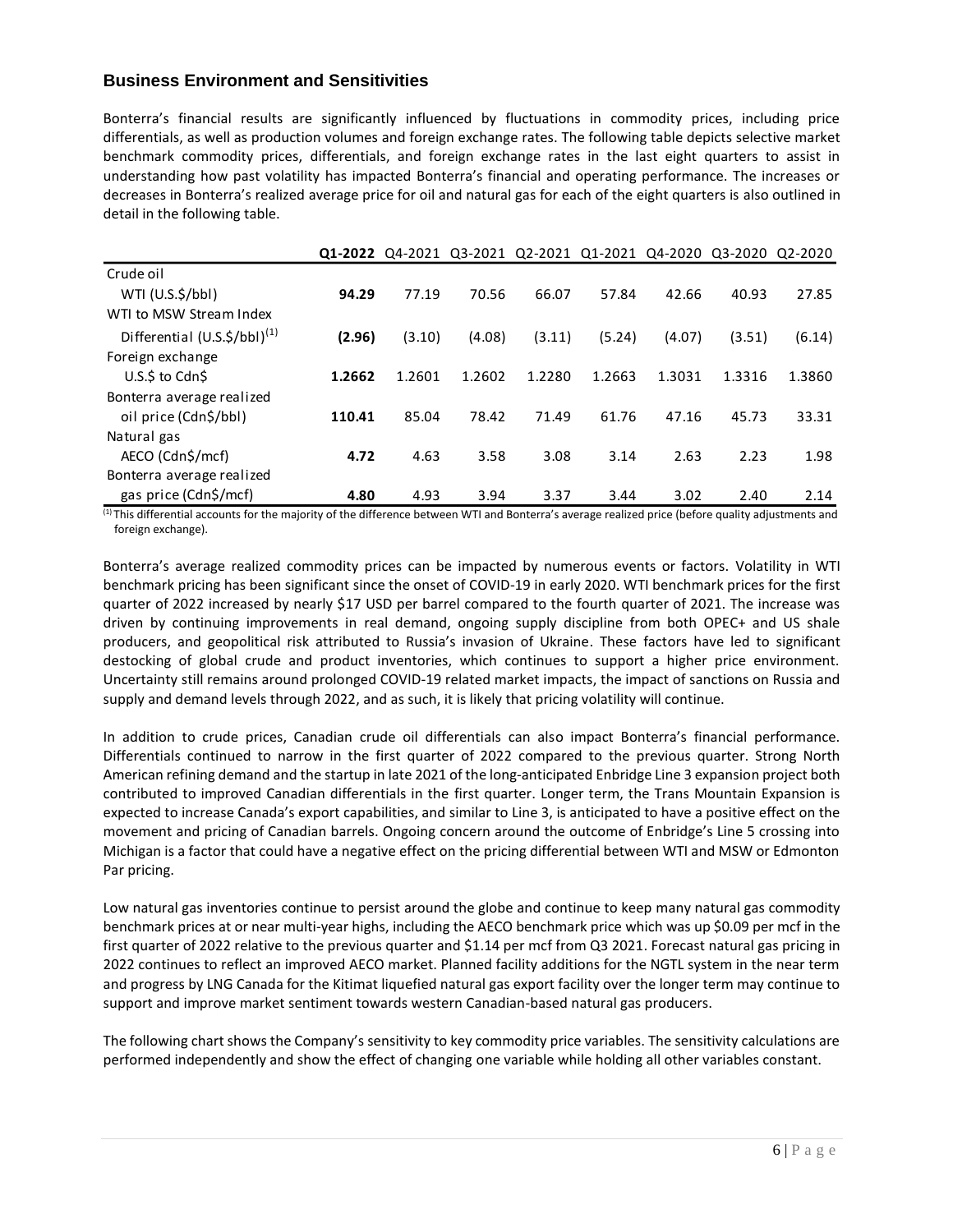## Business Environment and Sensitivities

Bonterra's financial results are significantly influenced by fluctuations in commodity prices, including price differentials, as well as production volumes and foreign exchange rates. The following table depicts selective market benchmark commodity prices, differentials, and foreign exchange rates in the last eight quarters to assist in understanding how past volatility has impacted Bonterra's financial and operating performance. The increases or decreases in Bonterra's realized average price for oil and natural gas for each of the eight quarters is also outlined in detail in the following table.

| | **Q1-2022** | Q4-2021 | Q3-2021 | Q2-2021 | Q1-2021 | Q4-2020 | Q3-2020 | Q2-2020 |
|---|---|---|---|---|---|---|---|---|
| Crude oil | | | | | | | | |
| WTI (U.S.$/bbl) | **94.29** | 77.19 | 70.56 | 66.07 | 57.84 | 42.66 | 40.93 | 27.85 |
| WTI to MSW Stream Index | | | | | | | | |
| Differential (U.S.$/bbl)[1] | **(2.96)** | (3.10) | (4.08) | (3.11) | (5.24) | (4.07) | (3.51) | (6.14) |
| Foreign exchange | | | | | | | | |
| U.S.$ to Cdn$ | **1.2662** | 1.2601 | 1.2602 | 1.2280 | 1.2663 | 1.3031 | 1.3316 | 1.3860 |
| Bonterra average realized | | | | | | | | |
| oil price (Cdn$/bbl) | **110.41** | 85.04 | 78.42 | 71.49 | 61.76 | 47.16 | 45.73 | 33.31 |
| Natural gas | | | | | | | | |
| AECO (Cdn$/mcf) | **4.72** | 4.63 | 3.58 | 3.08 | 3.14 | 2.63 | 2.23 | 1.98 |
| Bonterra average realized | | | | | | | | |
| gas price (Cdn$/mcf) | **4.80** | 4.93 | 3.94 | 3.37 | 3.44 | 3.02 | 2.40 | 2.14 |

[1] This differential accounts for the majority of the difference between WTI and Bonterra's average realized price (before quality adjustments and foreign exchange).

Bonterra's average realized commodity prices can be impacted by numerous events or factors. Volatility in WTI benchmark pricing has been significant since the onset of COVID-19 in early 2020. WTI benchmark prices for the first quarter of 2022 increased by nearly $17 USD per barrel compared to the fourth quarter of 2021. The increase was driven by continuing improvements in real demand, ongoing supply discipline from both OPEC+ and US shale producers, and geopolitical risk attributed to Russia's invasion of Ukraine. These factors have led to significant destocking of global crude and product inventories, which continues to support a higher price environment. Uncertainty still remains around prolonged COVID-19 related market impacts, the impact of sanctions on Russia and supply and demand levels through 2022, and as such, it is likely that pricing volatility will continue.

In addition to crude prices, Canadian crude oil differentials can also impact Bonterra's financial performance. Differentials continued to narrow in the first quarter of 2022 compared to the previous quarter. Strong North American refining demand and the startup in late 2021 of the long-anticipated Enbridge Line 3 expansion project both contributed to improved Canadian differentials in the first quarter. Longer term, the Trans Mountain Expansion is expected to increase Canada's export capabilities, and similar to Line 3, is anticipated to have a positive effect on the movement and pricing of Canadian barrels. Ongoing concern around the outcome of Enbridge's Line 5 crossing into Michigan is a factor that could have a negative effect on the pricing differential between WTI and MSW or Edmonton Par pricing.

Low natural gas inventories continue to persist around the globe and continue to keep many natural gas commodity benchmark prices at or near multi-year highs, including the AECO benchmark price which was up $0.09 per mcf in the first quarter of 2022 relative to the previous quarter and $1.14 per mcf from Q3 2021. Forecast natural gas pricing in 2022 continues to reflect an improved AECO market. Planned facility additions for the NGTL system in the near term and progress by LNG Canada for the Kitimat liquefied natural gas export facility over the longer term may continue to support and improve market sentiment towards western Canadian-based natural gas producers.

The following chart shows the Company's sensitivity to key commodity price variables. The sensitivity calculations are performed independently and show the effect of changing one variable while holding all other variables constant.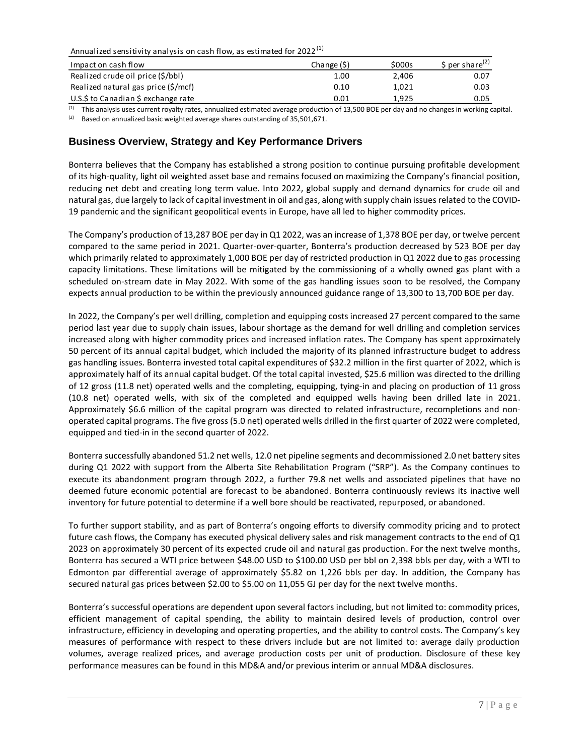Annualized sensitivity analysis on cash flow, as estimated for 2022 [(1)]

| Impact on cash flow | Change ($) | $000s | $ per share[(2)] |
|---|---|---|---|
| Realized crude oil price ($/bbl) | 1.00 | 2,406 | 0.07 |
| Realized natural gas price ($/mcf) | 0.10 | 1,021 | 0.03 |
| U.S.$ to Canadian $ exchange rate | 0.01 | 1,925 | 0.05 |

(1) This analysis uses current royalty rates, annualized estimated average production of 13,500 BOE per day and no changes in working capital.

(2) Based on annualized basic weighted average shares outstanding of 35,501,671.

## Business Overview, Strategy and Key Performance Drivers

Bonterra believes that the Company has established a strong position to continue pursuing profitable development of its high-quality, light oil weighted asset base and remains focused on maximizing the Company's financial position, reducing net debt and creating long term value. Into 2022, global supply and demand dynamics for crude oil and natural gas, due largely to lack of capital investment in oil and gas, along with supply chain issues related to the COVID-19 pandemic and the significant geopolitical events in Europe, have all led to higher commodity prices.

The Company's production of 13,287 BOE per day in Q1 2022, was an increase of 1,378 BOE per day, or twelve percent compared to the same period in 2021. Quarter-over-quarter, Bonterra's production decreased by 523 BOE per day which primarily related to approximately 1,000 BOE per day of restricted production in Q1 2022 due to gas processing capacity limitations. These limitations will be mitigated by the commissioning of a wholly owned gas plant with a scheduled on-stream date in May 2022. With some of the gas handling issues soon to be resolved, the Company expects annual production to be within the previously announced guidance range of 13,300 to 13,700 BOE per day.

In 2022, the Company's per well drilling, completion and equipping costs increased 27 percent compared to the same period last year due to supply chain issues, labour shortage as the demand for well drilling and completion services increased along with higher commodity prices and increased inflation rates. The Company has spent approximately 50 percent of its annual capital budget, which included the majority of its planned infrastructure budget to address gas handling issues. Bonterra invested total capital expenditures of $32.2 million in the first quarter of 2022, which is approximately half of its annual capital budget. Of the total capital invested, $25.6 million was directed to the drilling of 12 gross (11.8 net) operated wells and the completing, equipping, tying-in and placing on production of 11 gross (10.8 net) operated wells, with six of the completed and equipped wells having been drilled late in 2021. Approximately $6.6 million of the capital program was directed to related infrastructure, recompletions and non-operated capital programs. The five gross (5.0 net) operated wells drilled in the first quarter of 2022 were completed, equipped and tied-in in the second quarter of 2022.

Bonterra successfully abandoned 51.2 net wells, 12.0 net pipeline segments and decommissioned 2.0 net battery sites during Q1 2022 with support from the Alberta Site Rehabilitation Program ("SRP"). As the Company continues to execute its abandonment program through 2022, a further 79.8 net wells and associated pipelines that have no deemed future economic potential are forecast to be abandoned. Bonterra continuously reviews its inactive well inventory for future potential to determine if a well bore should be reactivated, repurposed, or abandoned.

To further support stability, and as part of Bonterra's ongoing efforts to diversify commodity pricing and to protect future cash flows, the Company has executed physical delivery sales and risk management contracts to the end of Q1 2023 on approximately 30 percent of its expected crude oil and natural gas production. For the next twelve months, Bonterra has secured a WTI price between $48.00 USD to $100.00 USD per bbl on 2,398 bbls per day, with a WTI to Edmonton par differential average of approximately $5.82 on 1,226 bbls per day. In addition, the Company has secured natural gas prices between $2.00 to $5.00 on 11,055 GJ per day for the next twelve months.

Bonterra's successful operations are dependent upon several factors including, but not limited to: commodity prices, efficient management of capital spending, the ability to maintain desired levels of production, control over infrastructure, efficiency in developing and operating properties, and the ability to control costs. The Company's key measures of performance with respect to these drivers include but are not limited to: average daily production volumes, average realized prices, and average production costs per unit of production. Disclosure of these key performance measures can be found in this MD&A and/or previous interim or annual MD&A disclosures.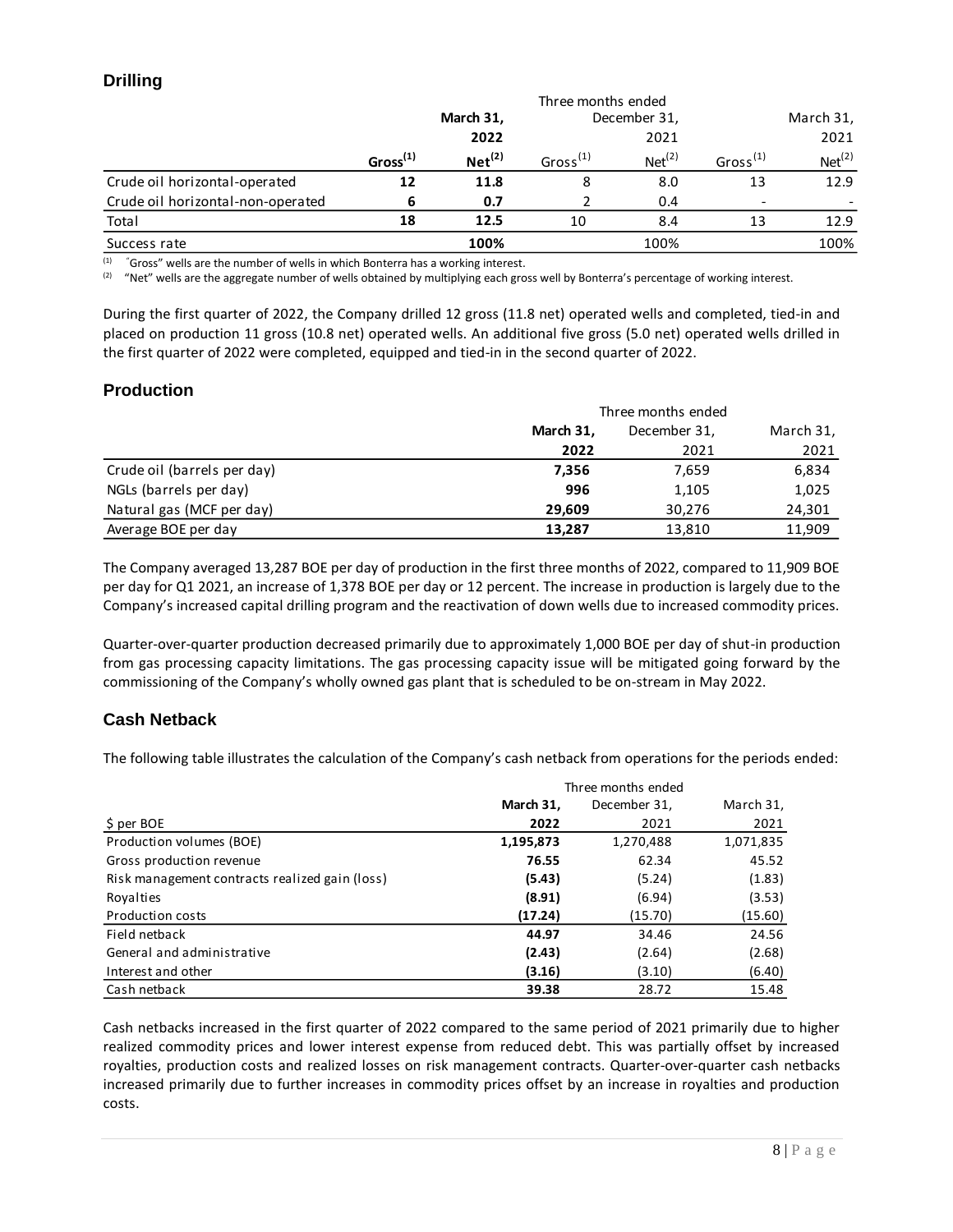## Drilling

| | Three months ended | | | | | |
|---|---|---|---|---|---|---|
| | | **March 31, 2022** | | December 31, 2021 | | March 31, 2021 |
| | **Gross[(1)]** | **Net[(2)]** | Gross[(1)] | Net[(2)] | Gross[(1)] | Net[(2)] |
| Crude oil horizontal-operated | **12** | **11.8** | 8 | 8.0 | 13 | 12.9 |
| Crude oil horizontal-non-operated | **6** | **0.7** | 2 | 0.4 | - | - |
| Total | **18** | **12.5** | 10 | 8.4 | 13 | 12.9 |
| Success rate | | **100%** | | 100% | | 100% |

(1) "Gross" wells are the number of wells in which Bonterra has a working interest.
(2) "Net" wells are the aggregate number of wells obtained by multiplying each gross well by Bonterra's percentage of working interest.

During the first quarter of 2022, the Company drilled 12 gross (11.8 net) operated wells and completed, tied-in and placed on production 11 gross (10.8 net) operated wells. An additional five gross (5.0 net) operated wells drilled in the first quarter of 2022 were completed, equipped and tied-in in the second quarter of 2022.

## Production

| | Three months ended | | |
|---|---|---|---|
| | **March 31, 2022** | December 31, 2021 | March 31, 2021 |
| Crude oil (barrels per day) | **7,356** | 7,659 | 6,834 |
| NGLs (barrels per day) | **996** | 1,105 | 1,025 |
| Natural gas (MCF per day) | **29,609** | 30,276 | 24,301 |
| Average BOE per day | **13,287** | 13,810 | 11,909 |

The Company averaged 13,287 BOE per day of production in the first three months of 2022, compared to 11,909 BOE per day for Q1 2021, an increase of 1,378 BOE per day or 12 percent. The increase in production is largely due to the Company's increased capital drilling program and the reactivation of down wells due to increased commodity prices.

Quarter-over-quarter production decreased primarily due to approximately 1,000 BOE per day of shut-in production from gas processing capacity limitations. The gas processing capacity issue will be mitigated going forward by the commissioning of the Company's wholly owned gas plant that is scheduled to be on-stream in May 2022.

## Cash Netback

The following table illustrates the calculation of the Company's cash netback from operations for the periods ended:

| | Three months ended | | |
|---|---|---|---|
| $ per BOE | **March 31, 2022** | December 31, 2021 | March 31, 2021 |
| Production volumes (BOE) | **1,195,873** | 1,270,488 | 1,071,835 |
| Gross production revenue | **76.55** | 62.34 | 45.52 |
| Risk management contracts realized gain (loss) | **(5.43)** | (5.24) | (1.83) |
| Royalties | **(8.91)** | (6.94) | (3.53) |
| Production costs | **(17.24)** | (15.70) | (15.60) |
| Field netback | **44.97** | 34.46 | 24.56 |
| General and administrative | **(2.43)** | (2.64) | (2.68) |
| Interest and other | **(3.16)** | (3.10) | (6.40) |
| Cash netback | **39.38** | 28.72 | 15.48 |

Cash netbacks increased in the first quarter of 2022 compared to the same period of 2021 primarily due to higher realized commodity prices and lower interest expense from reduced debt. This was partially offset by increased royalties, production costs and realized losses on risk management contracts. Quarter-over-quarter cash netbacks increased primarily due to further increases in commodity prices offset by an increase in royalties and production costs.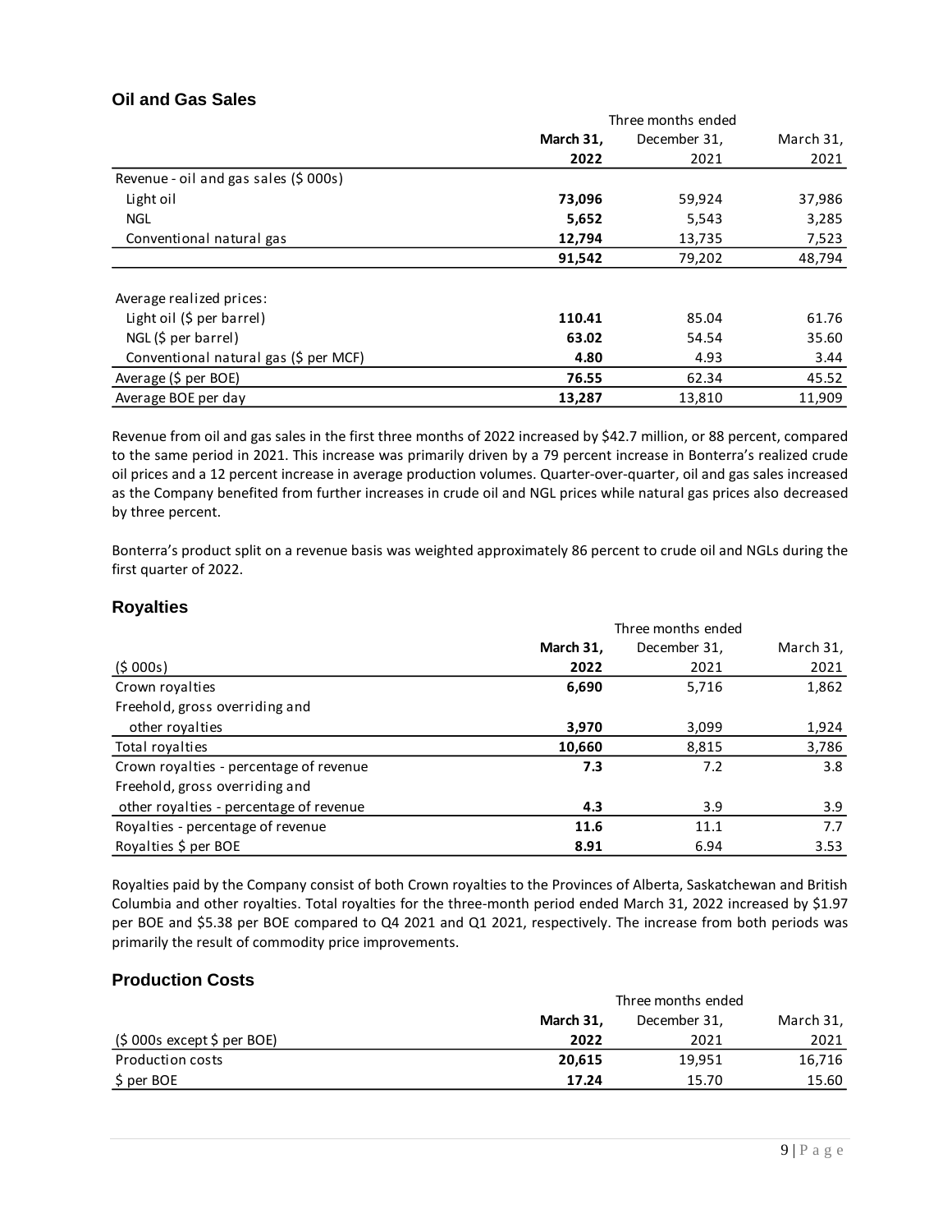## Oil and Gas Sales

| | Three months ended | | |
|---|---|---|---|
| | **March 31, 2022** | December 31, 2021 | March 31, 2021 |
| Revenue - oil and gas sales ($ 000s) | | | |
| Light oil | **73,096** | 59,924 | 37,986 |
| NGL | **5,652** | 5,543 | 3,285 |
| Conventional natural gas | **12,794** | 13,735 | 7,523 |
| | **91,542** | 79,202 | 48,794 |
| | | | |
| Average realized prices: | | | |
| Light oil ($ per barrel) | **110.41** | 85.04 | 61.76 |
| NGL ($ per barrel) | **63.02** | 54.54 | 35.60 |
| Conventional natural gas ($ per MCF) | **4.80** | 4.93 | 3.44 |
| Average ($ per BOE) | **76.55** | 62.34 | 45.52 |
| Average BOE per day | **13,287** | 13,810 | 11,909 |

Revenue from oil and gas sales in the first three months of 2022 increased by $42.7 million, or 88 percent, compared to the same period in 2021. This increase was primarily driven by a 79 percent increase in Bonterra's realized crude oil prices and a 12 percent increase in average production volumes. Quarter-over-quarter, oil and gas sales increased as the Company benefited from further increases in crude oil and NGL prices while natural gas prices also decreased by three percent.

Bonterra's product split on a revenue basis was weighted approximately 86 percent to crude oil and NGLs during the first quarter of 2022.

## Royalties

| | Three months ended | | |
|---|---|---|---|
| ($ 000s) | **March 31, 2022** | December 31, 2021 | March 31, 2021 |
| Crown royalties | **6,690** | 5,716 | 1,862 |
| Freehold, gross overriding and other royalties | **3,970** | 3,099 | 1,924 |
| Total royalties | **10,660** | 8,815 | 3,786 |
| Crown royalties - percentage of revenue | **7.3** | 7.2 | 3.8 |
| Freehold, gross overriding and other royalties - percentage of revenue | **4.3** | 3.9 | 3.9 |
| Royalties - percentage of revenue | **11.6** | 11.1 | 7.7 |
| Royalties $ per BOE | **8.91** | 6.94 | 3.53 |

Royalties paid by the Company consist of both Crown royalties to the Provinces of Alberta, Saskatchewan and British Columbia and other royalties. Total royalties for the three-month period ended March 31, 2022 increased by $1.97 per BOE and $5.38 per BOE compared to Q4 2021 and Q1 2021, respectively. The increase from both periods was primarily the result of commodity price improvements.

## Production Costs

| | Three months ended | | |
|---|---|---|---|
| ($ 000s except $ per BOE) | **March 31, 2022** | December 31, 2021 | March 31, 2021 |
| Production costs | **20,615** | 19,951 | 16,716 |
| $ per BOE | **17.24** | 15.70 | 15.60 |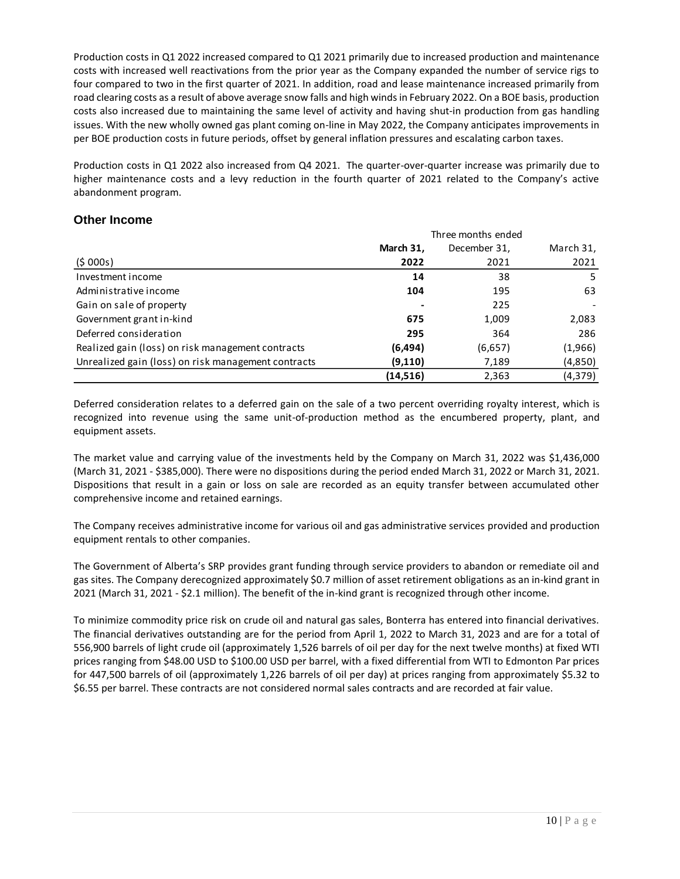Production costs in Q1 2022 increased compared to Q1 2021 primarily due to increased production and maintenance costs with increased well reactivations from the prior year as the Company expanded the number of service rigs to four compared to two in the first quarter of 2021. In addition, road and lease maintenance increased primarily from road clearing costs as a result of above average snow falls and high winds in February 2022. On a BOE basis, production costs also increased due to maintaining the same level of activity and having shut-in production from gas handling issues. With the new wholly owned gas plant coming on-line in May 2022, the Company anticipates improvements in per BOE production costs in future periods, offset by general inflation pressures and escalating carbon taxes.

Production costs in Q1 2022 also increased from Q4 2021. The quarter-over-quarter increase was primarily due to higher maintenance costs and a levy reduction in the fourth quarter of 2021 related to the Company's active abandonment program.

## Other Income

| | Three months ended | | |
|---|---|---|---|
| ($ 000s) | **March 31, 2022** | December 31, 2021 | March 31, 2021 |
| Investment income | **14** | 38 | 5 |
| Administrative income | **104** | 195 | 63 |
| Gain on sale of property | **-** | 225 | - |
| Government grant in-kind | **675** | 1,009 | 2,083 |
| Deferred consideration | **295** | 364 | 286 |
| Realized gain (loss) on risk management contracts | **(6,494)** | (6,657) | (1,966) |
| Unrealized gain (loss) on risk management contracts | **(9,110)** | 7,189 | (4,850) |
| | **(14,516)** | 2,363 | (4,379) |

Deferred consideration relates to a deferred gain on the sale of a two percent overriding royalty interest, which is recognized into revenue using the same unit-of-production method as the encumbered property, plant, and equipment assets.

The market value and carrying value of the investments held by the Company on March 31, 2022 was $1,436,000 (March 31, 2021 - $385,000). There were no dispositions during the period ended March 31, 2022 or March 31, 2021. Dispositions that result in a gain or loss on sale are recorded as an equity transfer between accumulated other comprehensive income and retained earnings.

The Company receives administrative income for various oil and gas administrative services provided and production equipment rentals to other companies.

The Government of Alberta's SRP provides grant funding through service providers to abandon or remediate oil and gas sites. The Company derecognized approximately $0.7 million of asset retirement obligations as an in-kind grant in 2021 (March 31, 2021 - $2.1 million). The benefit of the in-kind grant is recognized through other income.

To minimize commodity price risk on crude oil and natural gas sales, Bonterra has entered into financial derivatives. The financial derivatives outstanding are for the period from April 1, 2022 to March 31, 2023 and are for a total of 556,900 barrels of light crude oil (approximately 1,526 barrels of oil per day for the next twelve months) at fixed WTI prices ranging from $48.00 USD to $100.00 USD per barrel, with a fixed differential from WTI to Edmonton Par prices for 447,500 barrels of oil (approximately 1,226 barrels of oil per day) at prices ranging from approximately $5.32 to $6.55 per barrel. These contracts are not considered normal sales contracts and are recorded at fair value.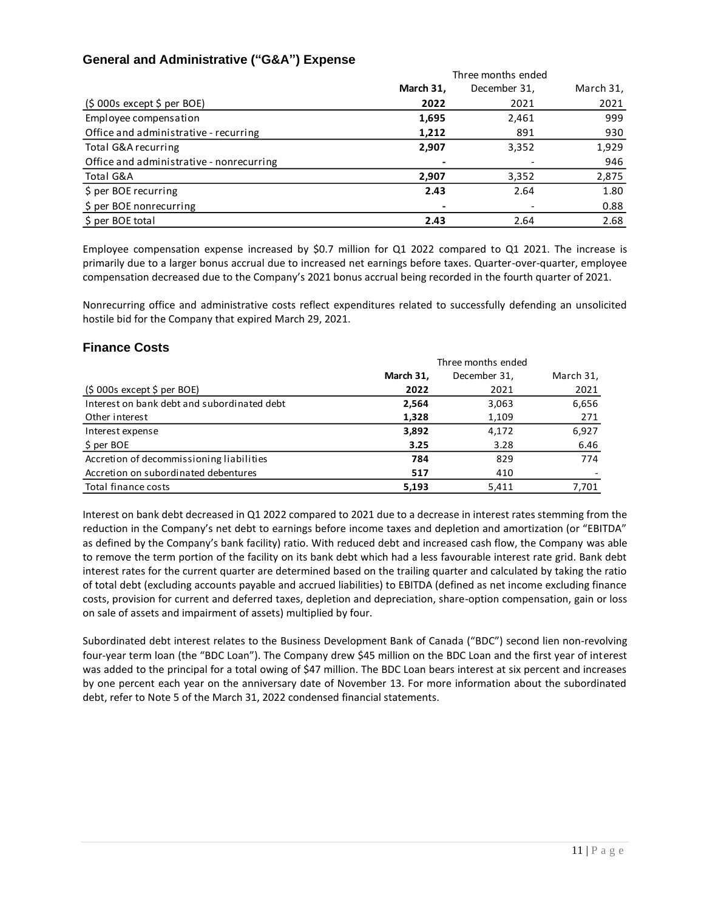## General and Administrative ("G&A") Expense

| ($ 000s except $ per BOE) | March 31, 2022 | December 31, 2021 | March 31, 2021 |
|---|---|---|---|
| | | Three months ended | |
| Employee compensation | **1,695** | 2,461 | 999 |
| Office and administrative - recurring | **1,212** | 891 | 930 |
| Total G&A recurring | **2,907** | 3,352 | 1,929 |
| Office and administrative - nonrecurring | **-** | - | 946 |
| Total G&A | **2,907** | 3,352 | 2,875 |
| $ per BOE recurring | **2.43** | 2.64 | 1.80 |
| $ per BOE nonrecurring | **-** | - | 0.88 |
| $ per BOE total | **2.43** | 2.64 | 2.68 |

Employee compensation expense increased by $0.7 million for Q1 2022 compared to Q1 2021. The increase is primarily due to a larger bonus accrual due to increased net earnings before taxes. Quarter-over-quarter, employee compensation decreased due to the Company's 2021 bonus accrual being recorded in the fourth quarter of 2021.

Nonrecurring office and administrative costs reflect expenditures related to successfully defending an unsolicited hostile bid for the Company that expired March 29, 2021.

## Finance Costs

| ($ 000s except $ per BOE) | March 31, 2022 | December 31, 2021 | March 31, 2021 |
|---|---|---|---|
| | | Three months ended | |
| Interest on bank debt and subordinated debt | **2,564** | 3,063 | 6,656 |
| Other interest | **1,328** | 1,109 | 271 |
| Interest expense | **3,892** | 4,172 | 6,927 |
| $ per BOE | **3.25** | 3.28 | 6.46 |
| Accretion of decommissioning liabilities | **784** | 829 | 774 |
| Accretion on subordinated debentures | **517** | 410 | - |
| Total finance costs | **5,193** | 5,411 | 7,701 |

Interest on bank debt decreased in Q1 2022 compared to 2021 due to a decrease in interest rates stemming from the reduction in the Company's net debt to earnings before income taxes and depletion and amortization (or "EBITDA" as defined by the Company's bank facility) ratio. With reduced debt and increased cash flow, the Company was able to remove the term portion of the facility on its bank debt which had a less favourable interest rate grid. Bank debt interest rates for the current quarter are determined based on the trailing quarter and calculated by taking the ratio of total debt (excluding accounts payable and accrued liabilities) to EBITDA (defined as net income excluding finance costs, provision for current and deferred taxes, depletion and depreciation, share-option compensation, gain or loss on sale of assets and impairment of assets) multiplied by four.

Subordinated debt interest relates to the Business Development Bank of Canada ("BDC") second lien non-revolving four-year term loan (the "BDC Loan"). The Company drew $45 million on the BDC Loan and the first year of interest was added to the principal for a total owing of $47 million. The BDC Loan bears interest at six percent and increases by one percent each year on the anniversary date of November 13. For more information about the subordinated debt, refer to Note 5 of the March 31, 2022 condensed financial statements.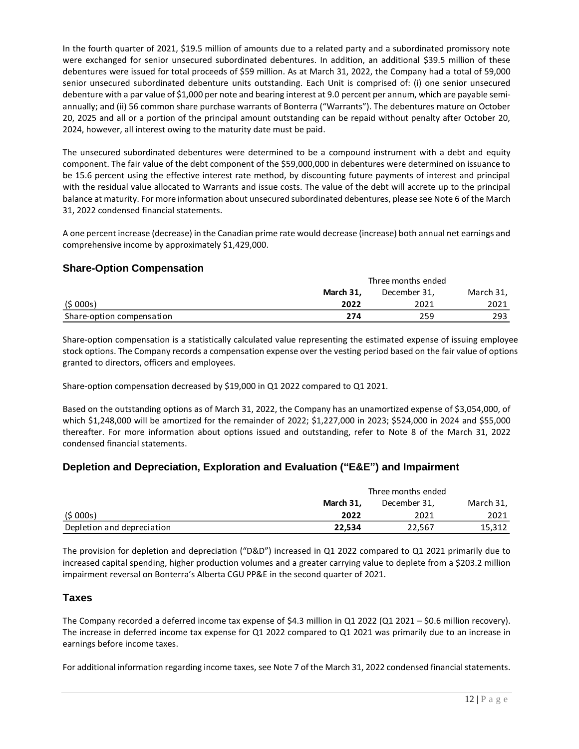In the fourth quarter of 2021, $19.5 million of amounts due to a related party and a subordinated promissory note were exchanged for senior unsecured subordinated debentures. In addition, an additional $39.5 million of these debentures were issued for total proceeds of $59 million. As at March 31, 2022, the Company had a total of 59,000 senior unsecured subordinated debenture units outstanding. Each Unit is comprised of: (i) one senior unsecured debenture with a par value of $1,000 per note and bearing interest at 9.0 percent per annum, which are payable semi-annually; and (ii) 56 common share purchase warrants of Bonterra ("Warrants"). The debentures mature on October 20, 2025 and all or a portion of the principal amount outstanding can be repaid without penalty after October 20, 2024, however, all interest owing to the maturity date must be paid.

The unsecured subordinated debentures were determined to be a compound instrument with a debt and equity component. The fair value of the debt component of the $59,000,000 in debentures were determined on issuance to be 15.6 percent using the effective interest rate method, by discounting future payments of interest and principal with the residual value allocated to Warrants and issue costs. The value of the debt will accrete up to the principal balance at maturity. For more information about unsecured subordinated debentures, please see Note 6 of the March 31, 2022 condensed financial statements.

A one percent increase (decrease) in the Canadian prime rate would decrease (increase) both annual net earnings and comprehensive income by approximately $1,429,000.

## Share-Option Compensation

| | Three months ended | | |
|---|---|---|---|
| | **March 31,** | December 31, | March 31, |
| ($ 000s) | **2022** | 2021 | 2021 |
| Share-option compensation | **274** | 259 | 293 |

Share-option compensation is a statistically calculated value representing the estimated expense of issuing employee stock options. The Company records a compensation expense over the vesting period based on the fair value of options granted to directors, officers and employees.

Share-option compensation decreased by $19,000 in Q1 2022 compared to Q1 2021.

Based on the outstanding options as of March 31, 2022, the Company has an unamortized expense of $3,054,000, of which $1,248,000 will be amortized for the remainder of 2022; $1,227,000 in 2023; $524,000 in 2024 and $55,000 thereafter. For more information about options issued and outstanding, refer to Note 8 of the March 31, 2022 condensed financial statements.

## Depletion and Depreciation, Exploration and Evaluation ("E&E") and Impairment

| | Three months ended | | |
|---|---|---|---|
| | **March 31,** | December 31, | March 31, |
| ($ 000s) | **2022** | 2021 | 2021 |
| Depletion and depreciation | **22,534** | 22,567 | 15,312 |

The provision for depletion and depreciation ("D&D") increased in Q1 2022 compared to Q1 2021 primarily due to increased capital spending, higher production volumes and a greater carrying value to deplete from a $203.2 million impairment reversal on Bonterra's Alberta CGU PP&E in the second quarter of 2021.

## Taxes

The Company recorded a deferred income tax expense of $4.3 million in Q1 2022 (Q1 2021 – $0.6 million recovery). The increase in deferred income tax expense for Q1 2022 compared to Q1 2021 was primarily due to an increase in earnings before income taxes.

For additional information regarding income taxes, see Note 7 of the March 31, 2022 condensed financial statements.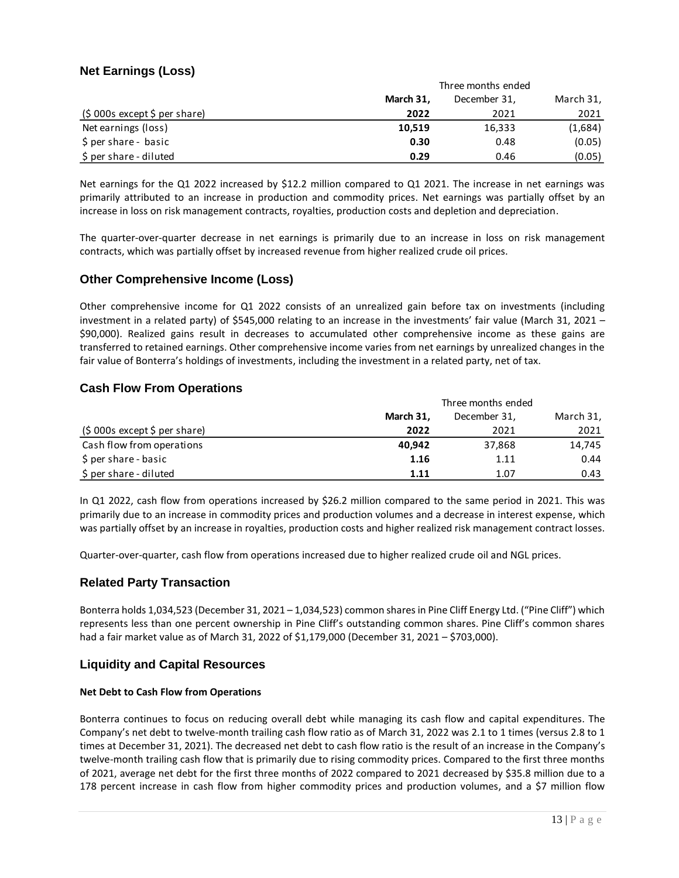## Net Earnings (Loss)

| | Three months ended | | |
|---|---|---|---|
| | **March 31,** | December 31, | March 31, |
| ($ 000s except $ per share) | **2022** | 2021 | 2021 |
| Net earnings (loss) | **10,519** | 16,333 | (1,684) |
| $ per share - basic | **0.30** | 0.48 | (0.05) |
| $ per share - diluted | **0.29** | 0.46 | (0.05) |

Net earnings for the Q1 2022 increased by $12.2 million compared to Q1 2021. The increase in net earnings was primarily attributed to an increase in production and commodity prices. Net earnings was partially offset by an increase in loss on risk management contracts, royalties, production costs and depletion and depreciation.

The quarter-over-quarter decrease in net earnings is primarily due to an increase in loss on risk management contracts, which was partially offset by increased revenue from higher realized crude oil prices.

## Other Comprehensive Income (Loss)

Other comprehensive income for Q1 2022 consists of an unrealized gain before tax on investments (including investment in a related party) of $545,000 relating to an increase in the investments' fair value (March 31, 2021 – $90,000). Realized gains result in decreases to accumulated other comprehensive income as these gains are transferred to retained earnings. Other comprehensive income varies from net earnings by unrealized changes in the fair value of Bonterra's holdings of investments, including the investment in a related party, net of tax.

## Cash Flow From Operations

| | Three months ended | | |
|---|---|---|---|
| | **March 31,** | December 31, | March 31, |
| ($ 000s except $ per share) | **2022** | 2021 | 2021 |
| Cash flow from operations | **40,942** | 37,868 | 14,745 |
| $ per share - basic | **1.16** | 1.11 | 0.44 |
| $ per share - diluted | **1.11** | 1.07 | 0.43 |

In Q1 2022, cash flow from operations increased by $26.2 million compared to the same period in 2021. This was primarily due to an increase in commodity prices and production volumes and a decrease in interest expense, which was partially offset by an increase in royalties, production costs and higher realized risk management contract losses.

Quarter-over-quarter, cash flow from operations increased due to higher realized crude oil and NGL prices.

## Related Party Transaction

Bonterra holds 1,034,523 (December 31, 2021 – 1,034,523) common shares in Pine Cliff Energy Ltd. ("Pine Cliff") which represents less than one percent ownership in Pine Cliff's outstanding common shares. Pine Cliff's common shares had a fair market value as of March 31, 2022 of $1,179,000 (December 31, 2021 – $703,000).

## Liquidity and Capital Resources

### Net Debt to Cash Flow from Operations

Bonterra continues to focus on reducing overall debt while managing its cash flow and capital expenditures. The Company's net debt to twelve-month trailing cash flow ratio as of March 31, 2022 was 2.1 to 1 times (versus 2.8 to 1 times at December 31, 2021). The decreased net debt to cash flow ratio is the result of an increase in the Company's twelve-month trailing cash flow that is primarily due to rising commodity prices. Compared to the first three months of 2021, average net debt for the first three months of 2022 compared to 2021 decreased by $35.8 million due to a 178 percent increase in cash flow from higher commodity prices and production volumes, and a $7 million flow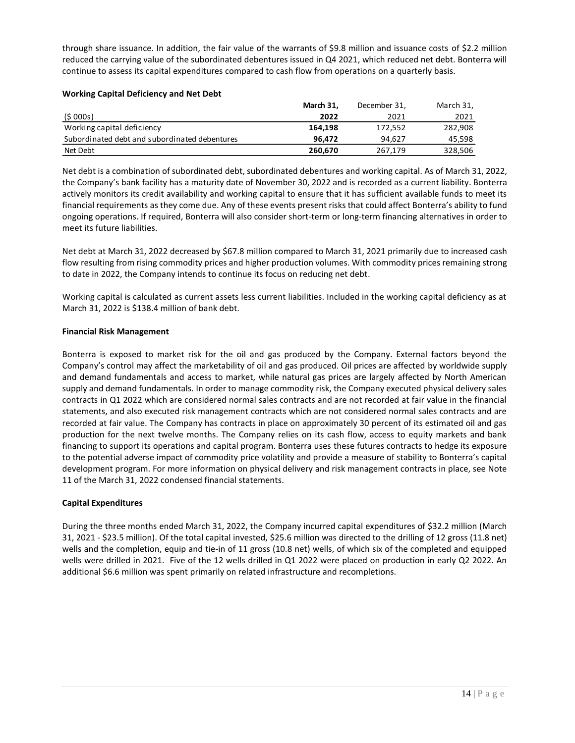through share issuance. In addition, the fair value of the warrants of $9.8 million and issuance costs of $2.2 million reduced the carrying value of the subordinated debentures issued in Q4 2021, which reduced net debt. Bonterra will continue to assess its capital expenditures compared to cash flow from operations on a quarterly basis.

**Working Capital Deficiency and Net Debt**

| ($ 000s) | **March 31, 2022** | December 31, 2021 | March 31, 2021 |
|---|---|---|---|
| Working capital deficiency | **164,198** | 172,552 | 282,908 |
| Subordinated debt and subordinated debentures | **96,472** | 94,627 | 45,598 |
| Net Debt | **260,670** | 267,179 | 328,506 |

Net debt is a combination of subordinated debt, subordinated debentures and working capital. As of March 31, 2022, the Company's bank facility has a maturity date of November 30, 2022 and is recorded as a current liability. Bonterra actively monitors its credit availability and working capital to ensure that it has sufficient available funds to meet its financial requirements as they come due. Any of these events present risks that could affect Bonterra's ability to fund ongoing operations. If required, Bonterra will also consider short-term or long-term financing alternatives in order to meet its future liabilities.

Net debt at March 31, 2022 decreased by $67.8 million compared to March 31, 2021 primarily due to increased cash flow resulting from rising commodity prices and higher production volumes. With commodity prices remaining strong to date in 2022, the Company intends to continue its focus on reducing net debt.

Working capital is calculated as current assets less current liabilities. Included in the working capital deficiency as at March 31, 2022 is $138.4 million of bank debt.

**Financial Risk Management**

Bonterra is exposed to market risk for the oil and gas produced by the Company. External factors beyond the Company's control may affect the marketability of oil and gas produced. Oil prices are affected by worldwide supply and demand fundamentals and access to market, while natural gas prices are largely affected by North American supply and demand fundamentals. In order to manage commodity risk, the Company executed physical delivery sales contracts in Q1 2022 which are considered normal sales contracts and are not recorded at fair value in the financial statements, and also executed risk management contracts which are not considered normal sales contracts and are recorded at fair value. The Company has contracts in place on approximately 30 percent of its estimated oil and gas production for the next twelve months. The Company relies on its cash flow, access to equity markets and bank financing to support its operations and capital program. Bonterra uses these futures contracts to hedge its exposure to the potential adverse impact of commodity price volatility and provide a measure of stability to Bonterra's capital development program. For more information on physical delivery and risk management contracts in place, see Note 11 of the March 31, 2022 condensed financial statements.

**Capital Expenditures**

During the three months ended March 31, 2022, the Company incurred capital expenditures of $32.2 million (March 31, 2021 - $23.5 million). Of the total capital invested, $25.6 million was directed to the drilling of 12 gross (11.8 net) wells and the completion, equip and tie-in of 11 gross (10.8 net) wells, of which six of the completed and equipped wells were drilled in 2021. Five of the 12 wells drilled in Q1 2022 were placed on production in early Q2 2022. An additional $6.6 million was spent primarily on related infrastructure and recompletions.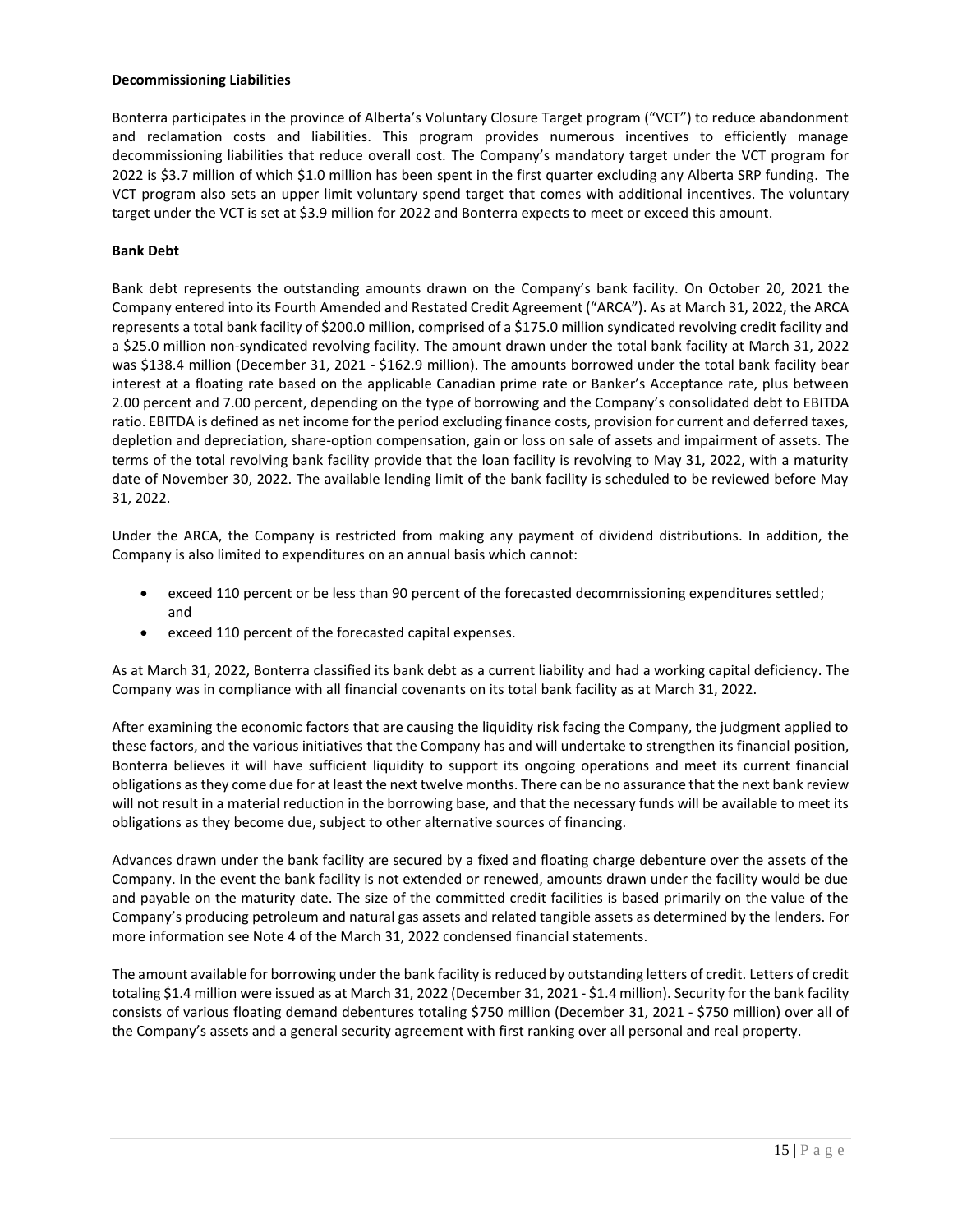**Decommissioning Liabilities**

Bonterra participates in the province of Alberta's Voluntary Closure Target program ("VCT") to reduce abandonment and reclamation costs and liabilities. This program provides numerous incentives to efficiently manage decommissioning liabilities that reduce overall cost. The Company's mandatory target under the VCT program for 2022 is $3.7 million of which $1.0 million has been spent in the first quarter excluding any Alberta SRP funding. The VCT program also sets an upper limit voluntary spend target that comes with additional incentives. The voluntary target under the VCT is set at $3.9 million for 2022 and Bonterra expects to meet or exceed this amount.

**Bank Debt**

Bank debt represents the outstanding amounts drawn on the Company's bank facility. On October 20, 2021 the Company entered into its Fourth Amended and Restated Credit Agreement ("ARCA"). As at March 31, 2022, the ARCA represents a total bank facility of $200.0 million, comprised of a $175.0 million syndicated revolving credit facility and a $25.0 million non-syndicated revolving facility. The amount drawn under the total bank facility at March 31, 2022 was $138.4 million (December 31, 2021 - $162.9 million). The amounts borrowed under the total bank facility bear interest at a floating rate based on the applicable Canadian prime rate or Banker's Acceptance rate, plus between 2.00 percent and 7.00 percent, depending on the type of borrowing and the Company's consolidated debt to EBITDA ratio. EBITDA is defined as net income for the period excluding finance costs, provision for current and deferred taxes, depletion and depreciation, share-option compensation, gain or loss on sale of assets and impairment of assets. The terms of the total revolving bank facility provide that the loan facility is revolving to May 31, 2022, with a maturity date of November 30, 2022. The available lending limit of the bank facility is scheduled to be reviewed before May 31, 2022.

Under the ARCA, the Company is restricted from making any payment of dividend distributions. In addition, the Company is also limited to expenditures on an annual basis which cannot:

- exceed 110 percent or be less than 90 percent of the forecasted decommissioning expenditures settled; and
- exceed 110 percent of the forecasted capital expenses.

As at March 31, 2022, Bonterra classified its bank debt as a current liability and had a working capital deficiency. The Company was in compliance with all financial covenants on its total bank facility as at March 31, 2022.

After examining the economic factors that are causing the liquidity risk facing the Company, the judgment applied to these factors, and the various initiatives that the Company has and will undertake to strengthen its financial position, Bonterra believes it will have sufficient liquidity to support its ongoing operations and meet its current financial obligations as they come due for at least the next twelve months. There can be no assurance that the next bank review will not result in a material reduction in the borrowing base, and that the necessary funds will be available to meet its obligations as they become due, subject to other alternative sources of financing.

Advances drawn under the bank facility are secured by a fixed and floating charge debenture over the assets of the Company. In the event the bank facility is not extended or renewed, amounts drawn under the facility would be due and payable on the maturity date. The size of the committed credit facilities is based primarily on the value of the Company's producing petroleum and natural gas assets and related tangible assets as determined by the lenders. For more information see Note 4 of the March 31, 2022 condensed financial statements.

The amount available for borrowing under the bank facility is reduced by outstanding letters of credit. Letters of credit totaling $1.4 million were issued as at March 31, 2022 (December 31, 2021 - $1.4 million). Security for the bank facility consists of various floating demand debentures totaling $750 million (December 31, 2021 - $750 million) over all of the Company's assets and a general security agreement with first ranking over all personal and real property.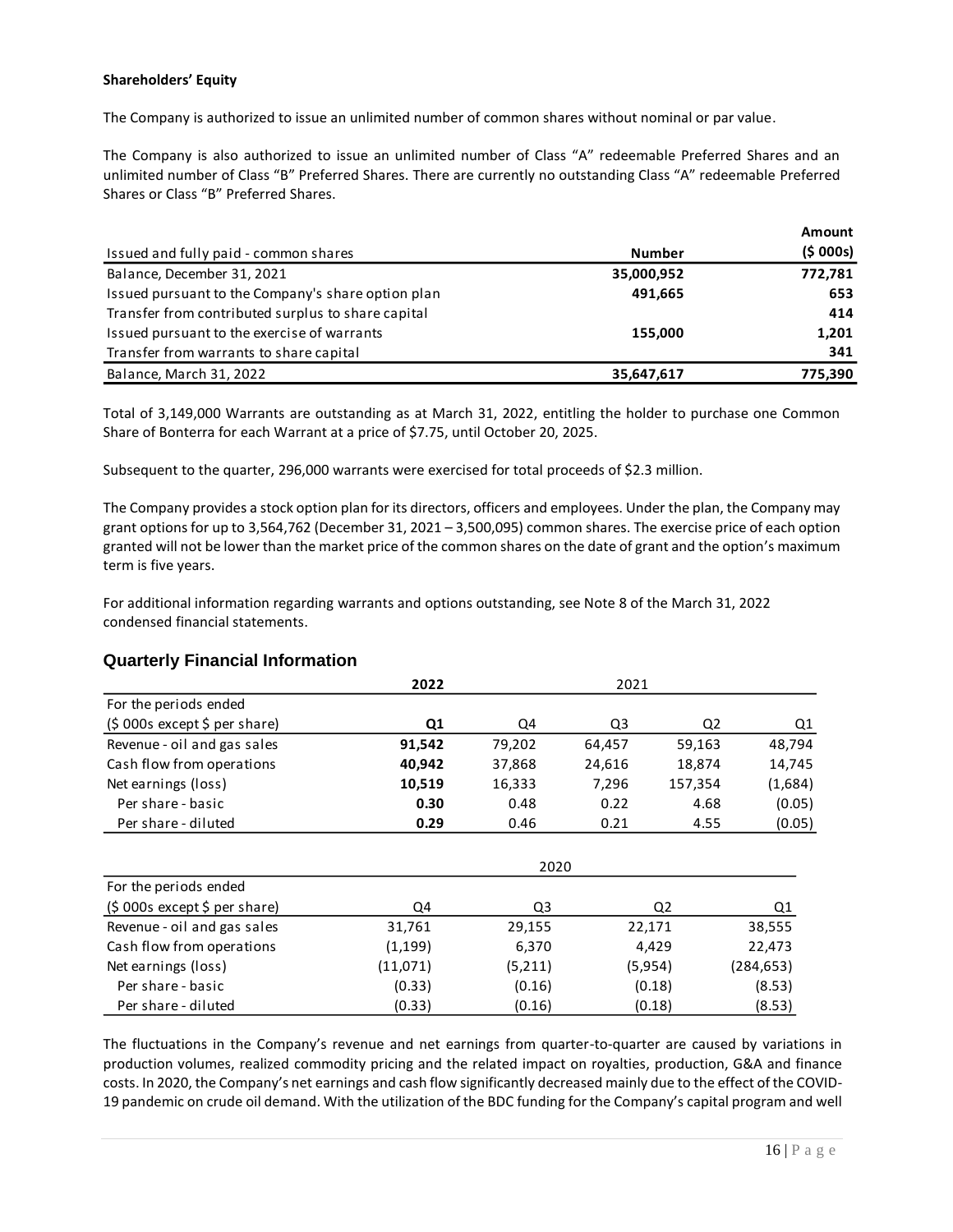**Shareholders' Equity**

The Company is authorized to issue an unlimited number of common shares without nominal or par value.

The Company is also authorized to issue an unlimited number of Class "A" redeemable Preferred Shares and an unlimited number of Class "B" Preferred Shares. There are currently no outstanding Class "A" redeemable Preferred Shares or Class "B" Preferred Shares.

| Issued and fully paid - common shares | Number | Amount ($ 000s) |
|---|---|---|
| Balance, December 31, 2021 | **35,000,952** | **772,781** |
| Issued pursuant to the Company's share option plan | **491,665** | **653** |
| Transfer from contributed surplus to share capital | | **414** |
| Issued pursuant to the exercise of warrants | **155,000** | **1,201** |
| Transfer from warrants to share capital | | **341** |
| Balance, March 31, 2022 | **35,647,617** | **775,390** |

Total of 3,149,000 Warrants are outstanding as at March 31, 2022, entitling the holder to purchase one Common Share of Bonterra for each Warrant at a price of $7.75, until October 20, 2025.

Subsequent to the quarter, 296,000 warrants were exercised for total proceeds of $2.3 million.

The Company provides a stock option plan for its directors, officers and employees. Under the plan, the Company may grant options for up to 3,564,762 (December 31, 2021 – 3,500,095) common shares. The exercise price of each option granted will not be lower than the market price of the common shares on the date of grant and the option's maximum term is five years.

For additional information regarding warrants and options outstanding, see Note 8 of the March 31, 2022 condensed financial statements.

## Quarterly Financial Information

| For the periods ended | **2022** | 2021 | | | |
|---|---|---|---|---|---|
| ($ 000s except $ per share) | **Q1** | Q4 | Q3 | Q2 | Q1 |
| Revenue - oil and gas sales | **91,542** | 79,202 | 64,457 | 59,163 | 48,794 |
| Cash flow from operations | **40,942** | 37,868 | 24,616 | 18,874 | 14,745 |
| Net earnings (loss) | **10,519** | 16,333 | 7,296 | 157,354 | (1,684) |
| Per share - basic | **0.30** | 0.48 | 0.22 | 4.68 | (0.05) |
| Per share - diluted | **0.29** | 0.46 | 0.21 | 4.55 | (0.05) |

| For the periods ended | 2020 | | | |
|---|---|---|---|---|
| ($ 000s except $ per share) | Q4 | Q3 | Q2 | Q1 |
| Revenue - oil and gas sales | 31,761 | 29,155 | 22,171 | 38,555 |
| Cash flow from operations | (1,199) | 6,370 | 4,429 | 22,473 |
| Net earnings (loss) | (11,071) | (5,211) | (5,954) | (284,653) |
| Per share - basic | (0.33) | (0.16) | (0.18) | (8.53) |
| Per share - diluted | (0.33) | (0.16) | (0.18) | (8.53) |

The fluctuations in the Company's revenue and net earnings from quarter-to-quarter are caused by variations in production volumes, realized commodity pricing and the related impact on royalties, production, G&A and finance costs. In 2020, the Company's net earnings and cash flow significantly decreased mainly due to the effect of the COVID-19 pandemic on crude oil demand. With the utilization of the BDC funding for the Company's capital program and well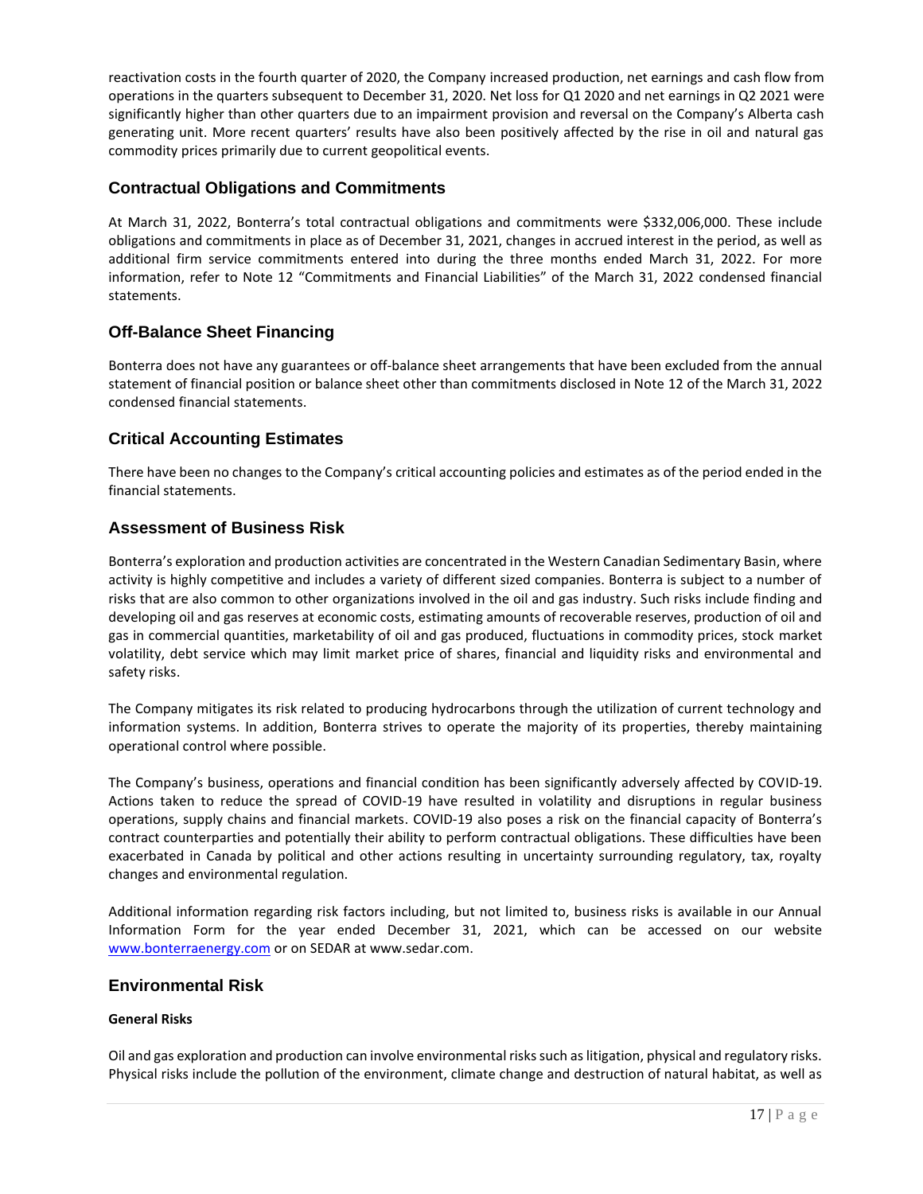reactivation costs in the fourth quarter of 2020, the Company increased production, net earnings and cash flow from operations in the quarters subsequent to December 31, 2020. Net loss for Q1 2020 and net earnings in Q2 2021 were significantly higher than other quarters due to an impairment provision and reversal on the Company's Alberta cash generating unit. More recent quarters' results have also been positively affected by the rise in oil and natural gas commodity prices primarily due to current geopolitical events.

## Contractual Obligations and Commitments

At March 31, 2022, Bonterra's total contractual obligations and commitments were $332,006,000. These include obligations and commitments in place as of December 31, 2021, changes in accrued interest in the period, as well as additional firm service commitments entered into during the three months ended March 31, 2022. For more information, refer to Note 12 "Commitments and Financial Liabilities" of the March 31, 2022 condensed financial statements.

## Off-Balance Sheet Financing

Bonterra does not have any guarantees or off-balance sheet arrangements that have been excluded from the annual statement of financial position or balance sheet other than commitments disclosed in Note 12 of the March 31, 2022 condensed financial statements.

## Critical Accounting Estimates

There have been no changes to the Company's critical accounting policies and estimates as of the period ended in the financial statements.

## Assessment of Business Risk

Bonterra's exploration and production activities are concentrated in the Western Canadian Sedimentary Basin, where activity is highly competitive and includes a variety of different sized companies. Bonterra is subject to a number of risks that are also common to other organizations involved in the oil and gas industry. Such risks include finding and developing oil and gas reserves at economic costs, estimating amounts of recoverable reserves, production of oil and gas in commercial quantities, marketability of oil and gas produced, fluctuations in commodity prices, stock market volatility, debt service which may limit market price of shares, financial and liquidity risks and environmental and safety risks.

The Company mitigates its risk related to producing hydrocarbons through the utilization of current technology and information systems. In addition, Bonterra strives to operate the majority of its properties, thereby maintaining operational control where possible.

The Company's business, operations and financial condition has been significantly adversely affected by COVID-19. Actions taken to reduce the spread of COVID-19 have resulted in volatility and disruptions in regular business operations, supply chains and financial markets. COVID-19 also poses a risk on the financial capacity of Bonterra's contract counterparties and potentially their ability to perform contractual obligations. These difficulties have been exacerbated in Canada by political and other actions resulting in uncertainty surrounding regulatory, tax, royalty changes and environmental regulation.

Additional information regarding risk factors including, but not limited to, business risks is available in our Annual Information Form for the year ended December 31, 2021, which can be accessed on our website www.bonterraenergy.com or on SEDAR at www.sedar.com.

## Environmental Risk

**General Risks**

Oil and gas exploration and production can involve environmental risks such as litigation, physical and regulatory risks. Physical risks include the pollution of the environment, climate change and destruction of natural habitat, as well as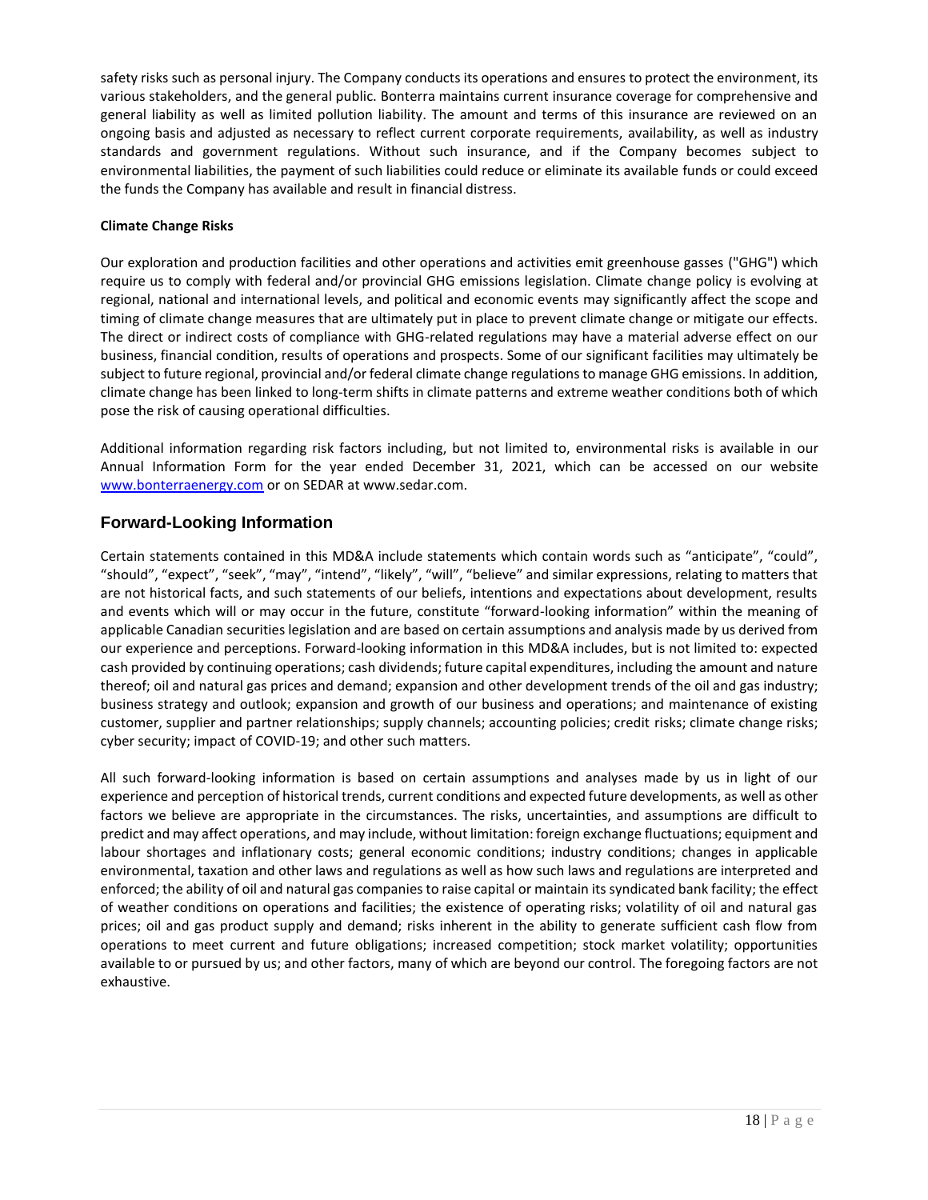safety risks such as personal injury. The Company conducts its operations and ensures to protect the environment, its various stakeholders, and the general public. Bonterra maintains current insurance coverage for comprehensive and general liability as well as limited pollution liability. The amount and terms of this insurance are reviewed on an ongoing basis and adjusted as necessary to reflect current corporate requirements, availability, as well as industry standards and government regulations. Without such insurance, and if the Company becomes subject to environmental liabilities, the payment of such liabilities could reduce or eliminate its available funds or could exceed the funds the Company has available and result in financial distress.

**Climate Change Risks**

Our exploration and production facilities and other operations and activities emit greenhouse gasses ("GHG") which require us to comply with federal and/or provincial GHG emissions legislation. Climate change policy is evolving at regional, national and international levels, and political and economic events may significantly affect the scope and timing of climate change measures that are ultimately put in place to prevent climate change or mitigate our effects. The direct or indirect costs of compliance with GHG-related regulations may have a material adverse effect on our business, financial condition, results of operations and prospects. Some of our significant facilities may ultimately be subject to future regional, provincial and/or federal climate change regulations to manage GHG emissions. In addition, climate change has been linked to long-term shifts in climate patterns and extreme weather conditions both of which pose the risk of causing operational difficulties.

Additional information regarding risk factors including, but not limited to, environmental risks is available in our Annual Information Form for the year ended December 31, 2021, which can be accessed on our website [www.bonterraenergy.com](www.bonterraenergy.com) or on SEDAR at www.sedar.com.

## Forward-Looking Information

Certain statements contained in this MD&A include statements which contain words such as "anticipate", "could", "should", "expect", "seek", "may", "intend", "likely", "will", "believe" and similar expressions, relating to matters that are not historical facts, and such statements of our beliefs, intentions and expectations about development, results and events which will or may occur in the future, constitute "forward-looking information" within the meaning of applicable Canadian securities legislation and are based on certain assumptions and analysis made by us derived from our experience and perceptions. Forward-looking information in this MD&A includes, but is not limited to: expected cash provided by continuing operations; cash dividends; future capital expenditures, including the amount and nature thereof; oil and natural gas prices and demand; expansion and other development trends of the oil and gas industry; business strategy and outlook; expansion and growth of our business and operations; and maintenance of existing customer, supplier and partner relationships; supply channels; accounting policies; credit risks; climate change risks; cyber security; impact of COVID-19; and other such matters.

All such forward-looking information is based on certain assumptions and analyses made by us in light of our experience and perception of historical trends, current conditions and expected future developments, as well as other factors we believe are appropriate in the circumstances. The risks, uncertainties, and assumptions are difficult to predict and may affect operations, and may include, without limitation: foreign exchange fluctuations; equipment and labour shortages and inflationary costs; general economic conditions; industry conditions; changes in applicable environmental, taxation and other laws and regulations as well as how such laws and regulations are interpreted and enforced; the ability of oil and natural gas companies to raise capital or maintain its syndicated bank facility; the effect of weather conditions on operations and facilities; the existence of operating risks; volatility of oil and natural gas prices; oil and gas product supply and demand; risks inherent in the ability to generate sufficient cash flow from operations to meet current and future obligations; increased competition; stock market volatility; opportunities available to or pursued by us; and other factors, many of which are beyond our control. The foregoing factors are not exhaustive.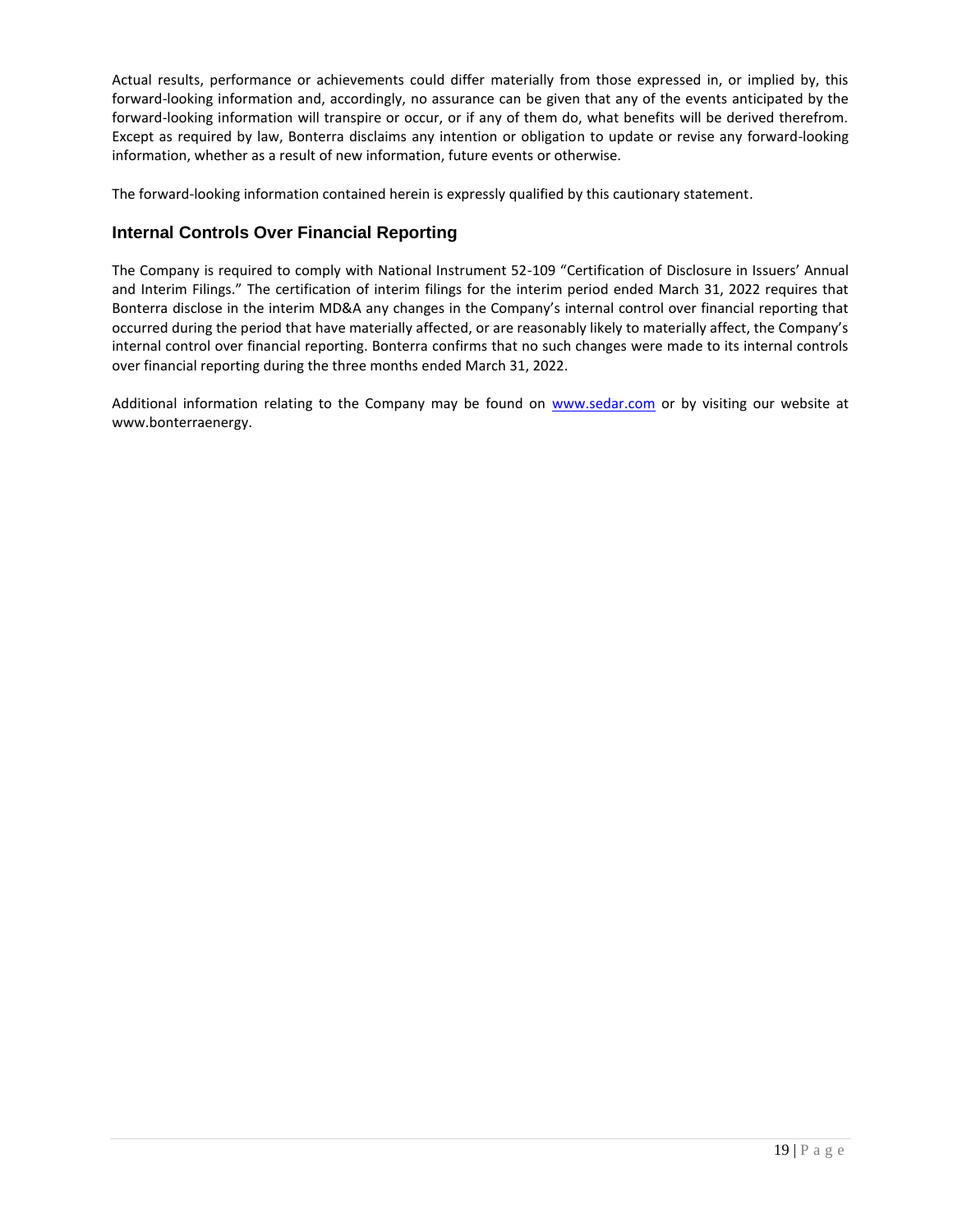Actual results, performance or achievements could differ materially from those expressed in, or implied by, this forward-looking information and, accordingly, no assurance can be given that any of the events anticipated by the forward-looking information will transpire or occur, or if any of them do, what benefits will be derived therefrom. Except as required by law, Bonterra disclaims any intention or obligation to update or revise any forward-looking information, whether as a result of new information, future events or otherwise.

The forward-looking information contained herein is expressly qualified by this cautionary statement.

## Internal Controls Over Financial Reporting

The Company is required to comply with National Instrument 52-109 "Certification of Disclosure in Issuers' Annual and Interim Filings." The certification of interim filings for the interim period ended March 31, 2022 requires that Bonterra disclose in the interim MD&A any changes in the Company's internal control over financial reporting that occurred during the period that have materially affected, or are reasonably likely to materially affect, the Company's internal control over financial reporting. Bonterra confirms that no such changes were made to its internal controls over financial reporting during the three months ended March 31, 2022.

Additional information relating to the Company may be found on www.sedar.com or by visiting our website at www.bonterraenergy.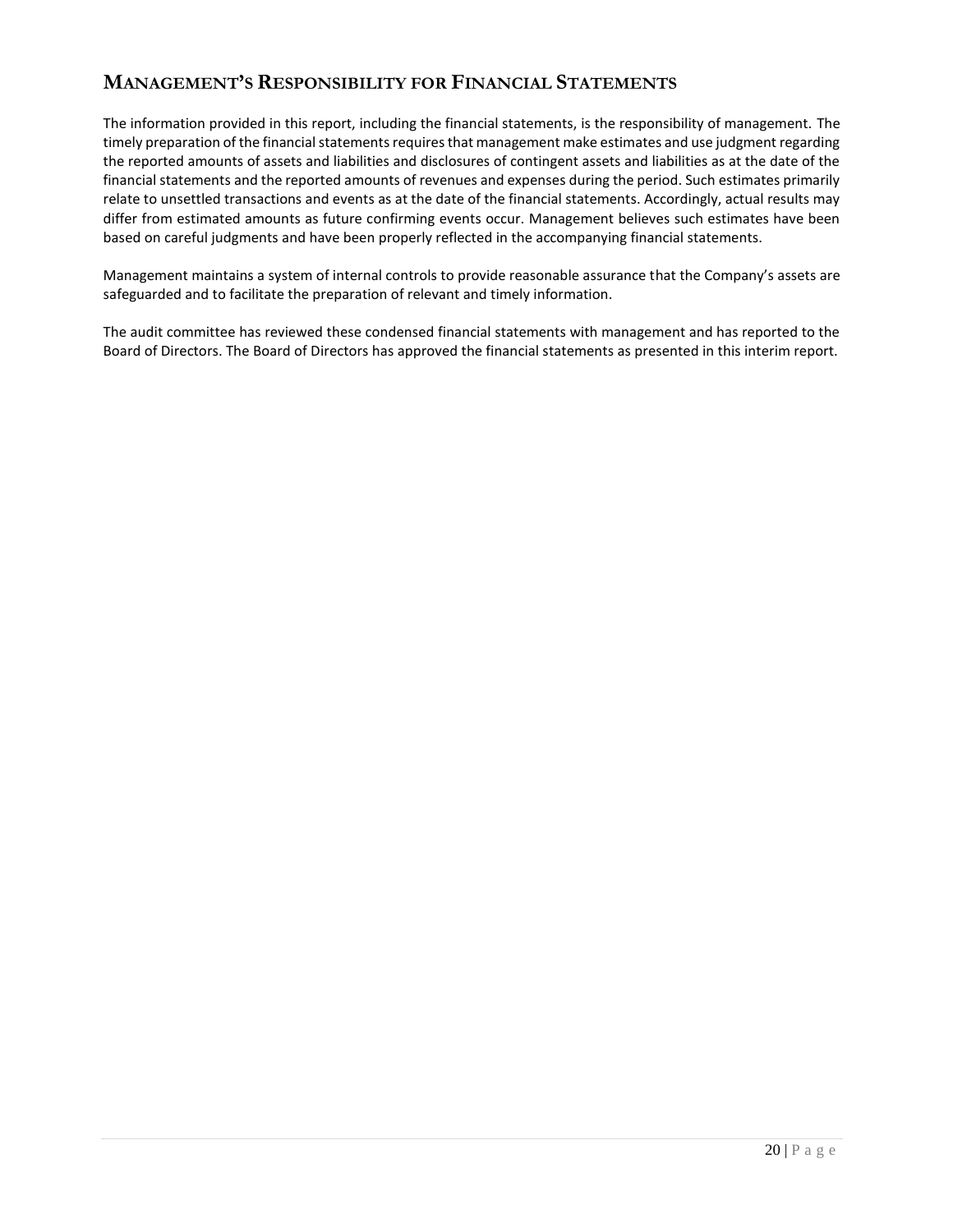## Management's Responsibility for Financial Statements

The information provided in this report, including the financial statements, is the responsibility of management. The timely preparation of the financial statements requires that management make estimates and use judgment regarding the reported amounts of assets and liabilities and disclosures of contingent assets and liabilities as at the date of the financial statements and the reported amounts of revenues and expenses during the period. Such estimates primarily relate to unsettled transactions and events as at the date of the financial statements. Accordingly, actual results may differ from estimated amounts as future confirming events occur. Management believes such estimates have been based on careful judgments and have been properly reflected in the accompanying financial statements.

Management maintains a system of internal controls to provide reasonable assurance that the Company's assets are safeguarded and to facilitate the preparation of relevant and timely information.

The audit committee has reviewed these condensed financial statements with management and has reported to the Board of Directors. The Board of Directors has approved the financial statements as presented in this interim report.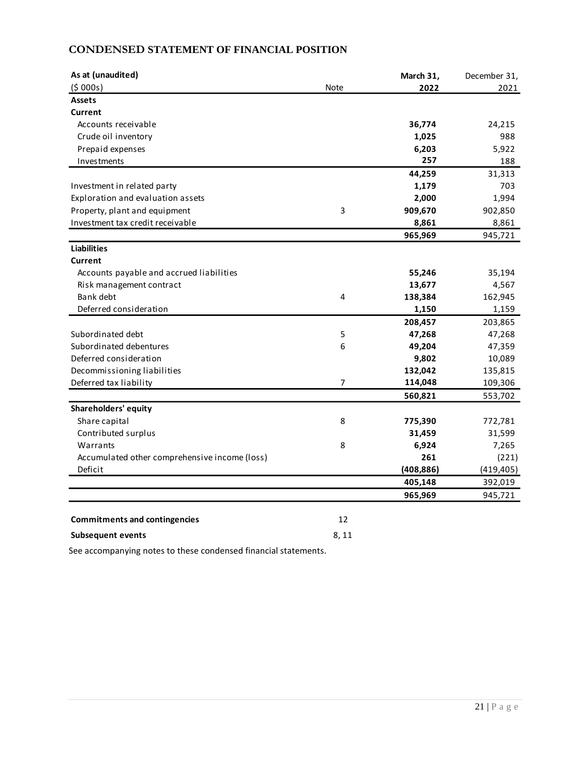## CONDENSED STATEMENT OF FINANCIAL POSITION

| As at (unaudited) ($ 000s) | Note | March 31, 2022 | December 31, 2021 |
|---|---|---|---|
| **Assets** | | | |
| **Current** | | | |
| Accounts receivable | | **36,774** | 24,215 |
| Crude oil inventory | | **1,025** | 988 |
| Prepaid expenses | | **6,203** | 5,922 |
| Investments | | **257** | 188 |
| | | **44,259** | 31,313 |
| Investment in related party | | **1,179** | 703 |
| Exploration and evaluation assets | | **2,000** | 1,994 |
| Property, plant and equipment | 3 | **909,670** | 902,850 |
| Investment tax credit receivable | | **8,861** | 8,861 |
| | | **965,969** | 945,721 |
| **Liabilities** | | | |
| **Current** | | | |
| Accounts payable and accrued liabilities | | **55,246** | 35,194 |
| Risk management contract | | **13,677** | 4,567 |
| Bank debt | 4 | **138,384** | 162,945 |
| Deferred consideration | | **1,150** | 1,159 |
| | | **208,457** | 203,865 |
| Subordinated debt | 5 | **47,268** | 47,268 |
| Subordinated debentures | 6 | **49,204** | 47,359 |
| Deferred consideration | | **9,802** | 10,089 |
| Decommissioning liabilities | | **132,042** | 135,815 |
| Deferred tax liability | 7 | **114,048** | 109,306 |
| | | **560,821** | 553,702 |
| **Shareholders' equity** | | | |
| Share capital | 8 | **775,390** | 772,781 |
| Contributed surplus | | **31,459** | 31,599 |
| Warrants | 8 | **6,924** | 7,265 |
| Accumulated other comprehensive income (loss) | | **261** | (221) |
| Deficit | | **(408,886)** | (419,405) |
| | | **405,148** | 392,019 |
| | | **965,969** | 945,721 |

| | |
|---|---|
| **Commitments and contingencies** | 12 |
| **Subsequent events** | 8, 11 |

See accompanying notes to these condensed financial statements.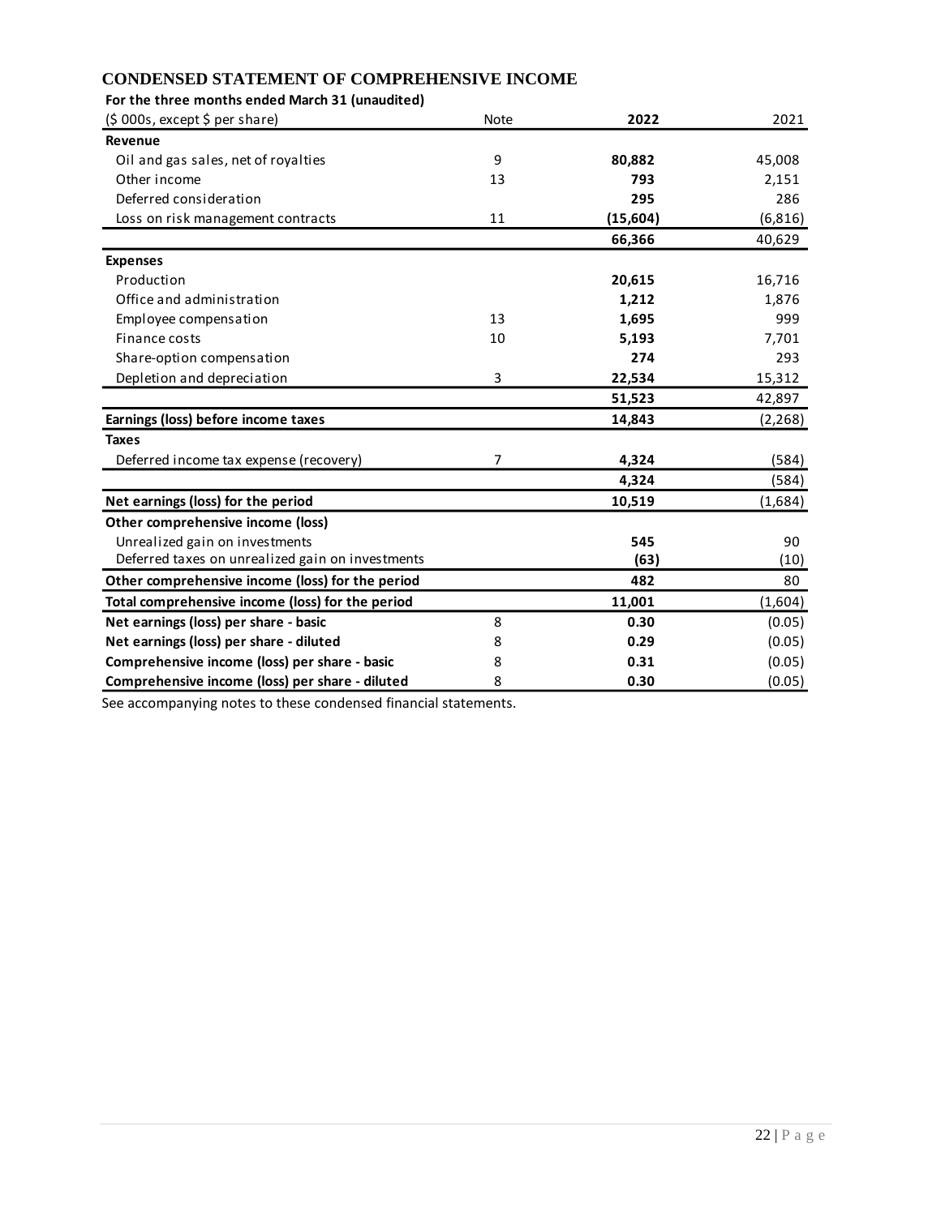## CONDENSED STATEMENT OF COMPREHENSIVE INCOME

**For the three months ended March 31 (unaudited)**

| ($ 000s, except $ per share) | Note | **2022** | 2021 |
|---|---|---|---|
| **Revenue** | | | |
| Oil and gas sales, net of royalties | 9 | **80,882** | 45,008 |
| Other income | 13 | **793** | 2,151 |
| Deferred consideration | | **295** | 286 |
| Loss on risk management contracts | 11 | **(15,604)** | (6,816) |
| | | **66,366** | 40,629 |
| **Expenses** | | | |
| Production | | **20,615** | 16,716 |
| Office and administration | | **1,212** | 1,876 |
| Employee compensation | 13 | **1,695** | 999 |
| Finance costs | 10 | **5,193** | 7,701 |
| Share-option compensation | | **274** | 293 |
| Depletion and depreciation | 3 | **22,534** | 15,312 |
| | | **51,523** | 42,897 |
| **Earnings (loss) before income taxes** | | **14,843** | (2,268) |
| **Taxes** | | | |
| Deferred income tax expense (recovery) | 7 | **4,324** | (584) |
| | | **4,324** | (584) |
| **Net earnings (loss) for the period** | | **10,519** | (1,684) |
| **Other comprehensive income (loss)** | | | |
| Unrealized gain on investments | | **545** | 90 |
| Deferred taxes on unrealized gain on investments | | **(63)** | (10) |
| **Other comprehensive income (loss) for the period** | | **482** | 80 |
| **Total comprehensive income (loss) for the period** | | **11,001** | (1,604) |
| **Net earnings (loss) per share - basic** | 8 | **0.30** | (0.05) |
| **Net earnings (loss) per share - diluted** | 8 | **0.29** | (0.05) |
| **Comprehensive income (loss) per share - basic** | 8 | **0.31** | (0.05) |
| **Comprehensive income (loss) per share - diluted** | 8 | **0.30** | (0.05) |

See accompanying notes to these condensed financial statements.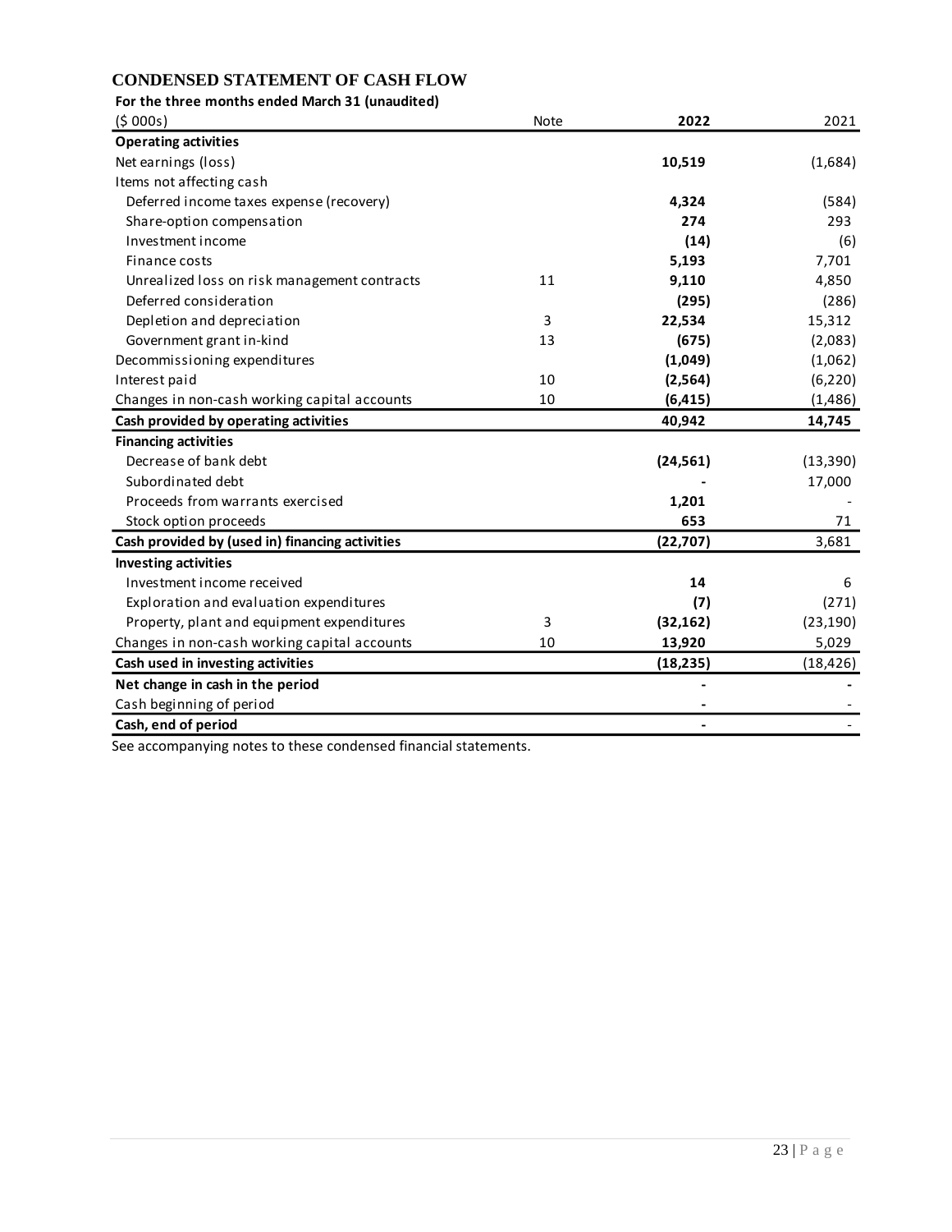## CONDENSED STATEMENT OF CASH FLOW

**For the three months ended March 31 (unaudited)**

| ($ 000s) | Note | **2022** | 2021 |
|---|---|---|---|
| **Operating activities** | | | |
| Net earnings (loss) | | **10,519** | (1,684) |
| Items not affecting cash | | | |
| Deferred income taxes expense (recovery) | | **4,324** | (584) |
| Share-option compensation | | **274** | 293 |
| Investment income | | **(14)** | (6) |
| Finance costs | | **5,193** | 7,701 |
| Unrealized loss on risk management contracts | 11 | **9,110** | 4,850 |
| Deferred consideration | | **(295)** | (286) |
| Depletion and depreciation | 3 | **22,534** | 15,312 |
| Government grant in-kind | 13 | **(675)** | (2,083) |
| Decommissioning expenditures | | **(1,049)** | (1,062) |
| Interest paid | 10 | **(2,564)** | (6,220) |
| Changes in non-cash working capital accounts | 10 | **(6,415)** | (1,486) |
| **Cash provided by operating activities** | | **40,942** | **14,745** |
| **Financing activities** | | | |
| Decrease of bank debt | | **(24,561)** | (13,390) |
| Subordinated debt | | **-** | 17,000 |
| Proceeds from warrants exercised | | **1,201** | - |
| Stock option proceeds | | **653** | 71 |
| **Cash provided by (used in) financing activities** | | **(22,707)** | 3,681 |
| **Investing activities** | | | |
| Investment income received | | **14** | 6 |
| Exploration and evaluation expenditures | | **(7)** | (271) |
| Property, plant and equipment expenditures | 3 | **(32,162)** | (23,190) |
| Changes in non-cash working capital accounts | 10 | **13,920** | 5,029 |
| **Cash used in investing activities** | | **(18,235)** | (18,426) |
| **Net change in cash in the period** | | **-** | **-** |
| Cash beginning of period | | **-** | - |
| **Cash, end of period** | | **-** | - |

See accompanying notes to these condensed financial statements.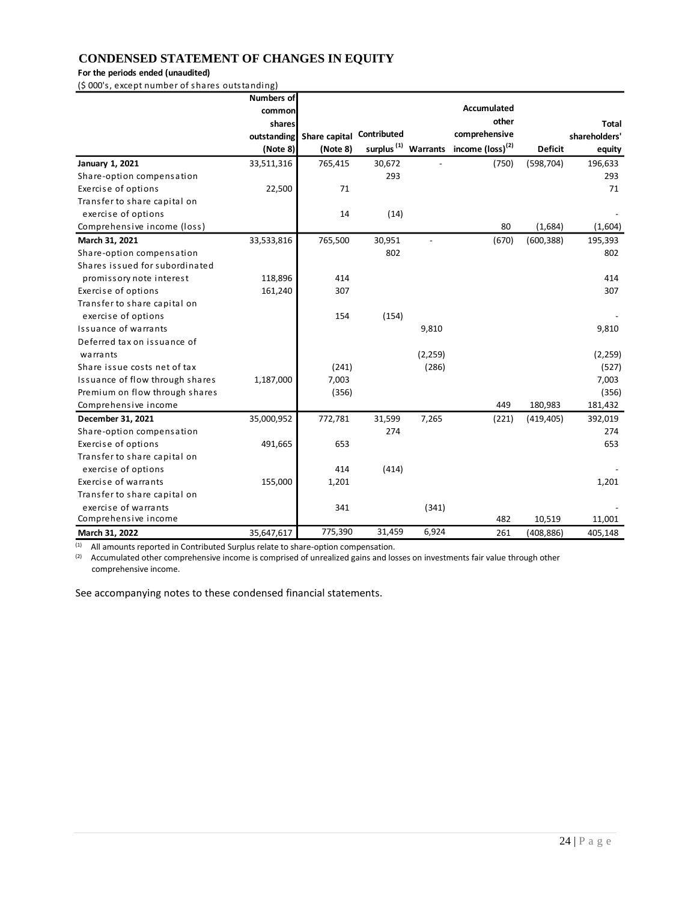# CONDENSED STATEMENT OF CHANGES IN EQUITY

**For the periods ended (unaudited)**

($ 000's, except number of shares outstanding)

| | Numbers of common shares outstanding (Note 8) | Share capital (Note 8) | Contributed surplus [(1)] | Warrants | Accumulated other comprehensive income (loss)[(2)] | Deficit | Total shareholders' equity |
|---|---|---|---|---|---|---|---|
| **January 1, 2021** | 33,511,316 | 765,415 | 30,672 | - | (750) | (598,704) | 196,633 |
| Share-option compensation | | | 293 | | | | 293 |
| Exercise of options | 22,500 | 71 | | | | | 71 |
| Transfer to share capital on exercise of options | | 14 | (14) | | | | - |
| Comprehensive income (loss) | | | | | 80 | (1,684) | (1,604) |
| **March 31, 2021** | 33,533,816 | 765,500 | 30,951 | - | (670) | (600,388) | 195,393 |
| Share-option compensation | | | 802 | | | | 802 |
| Shares issued for subordinated promissory note interest | 118,896 | 414 | | | | | 414 |
| Exercise of options | 161,240 | 307 | | | | | 307 |
| Transfer to share capital on exercise of options | | 154 | (154) | | | | - |
| Issuance of warrants | | | | 9,810 | | | 9,810 |
| Deferred tax on issuance of warrants | | | | (2,259) | | | (2,259) |
| Share issue costs net of tax | | (241) | | (286) | | | (527) |
| Issuance of flow through shares | 1,187,000 | 7,003 | | | | | 7,003 |
| Premium on flow through shares | | (356) | | | | | (356) |
| Comprehensive income | | | | | 449 | 180,983 | 181,432 |
| **December 31, 2021** | 35,000,952 | 772,781 | 31,599 | 7,265 | (221) | (419,405) | 392,019 |
| Share-option compensation | | | 274 | | | | 274 |
| Exercise of options | 491,665 | 653 | | | | | 653 |
| Transfer to share capital on exercise of options | | 414 | (414) | | | | - |
| Exercise of warrants | 155,000 | 1,201 | | | | | 1,201 |
| Transfer to share capital on exercise of warrants | | 341 | | (341) | | | - |
| Comprehensive income | | | | | 482 | 10,519 | 11,001 |
| **March 31, 2022** | 35,647,617 | 775,390 | 31,459 | 6,924 | 261 | (408,886) | 405,148 |

(1) All amounts reported in Contributed Surplus relate to share-option compensation.

(2) Accumulated other comprehensive income is comprised of unrealized gains and losses on investments fair value through other comprehensive income.

See accompanying notes to these condensed financial statements.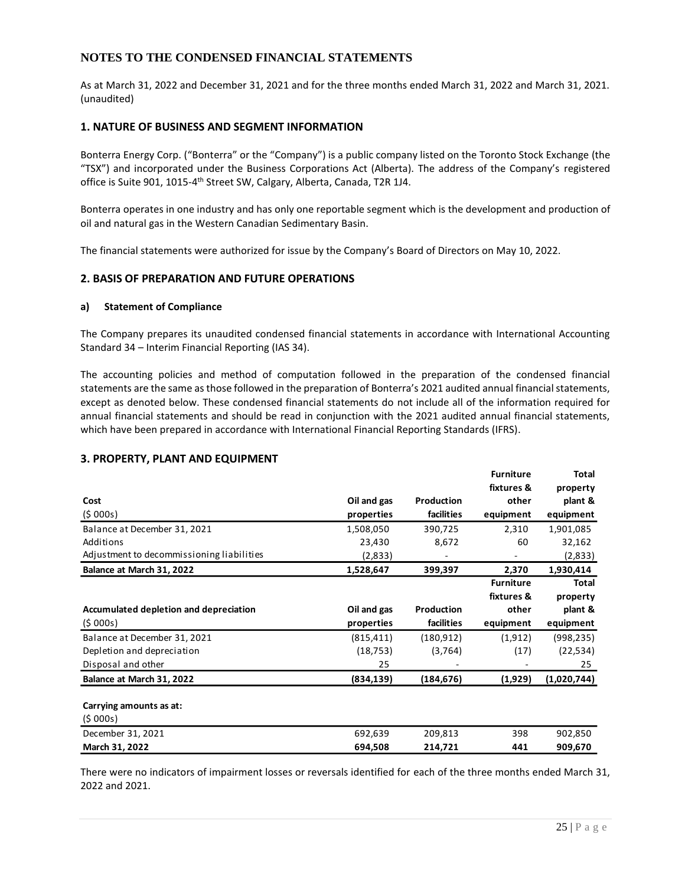# NOTES TO THE CONDENSED FINANCIAL STATEMENTS

As at March 31, 2022 and December 31, 2021 and for the three months ended March 31, 2022 and March 31, 2021. (unaudited)

## 1. NATURE OF BUSINESS AND SEGMENT INFORMATION

Bonterra Energy Corp. ("Bonterra" or the "Company") is a public company listed on the Toronto Stock Exchange (the "TSX") and incorporated under the Business Corporations Act (Alberta). The address of the Company's registered office is Suite 901, 1015-4th Street SW, Calgary, Alberta, Canada, T2R 1J4.

Bonterra operates in one industry and has only one reportable segment which is the development and production of oil and natural gas in the Western Canadian Sedimentary Basin.

The financial statements were authorized for issue by the Company's Board of Directors on May 10, 2022.

## 2. BASIS OF PREPARATION AND FUTURE OPERATIONS

### a) Statement of Compliance

The Company prepares its unaudited condensed financial statements in accordance with International Accounting Standard 34 – Interim Financial Reporting (IAS 34).

The accounting policies and method of computation followed in the preparation of the condensed financial statements are the same as those followed in the preparation of Bonterra's 2021 audited annual financial statements, except as denoted below. These condensed financial statements do not include all of the information required for annual financial statements and should be read in conjunction with the 2021 audited annual financial statements, which have been prepared in accordance with International Financial Reporting Standards (IFRS).

## 3. PROPERTY, PLANT AND EQUIPMENT

| Cost<br>($ 000s) | Oil and gas properties | Production facilities | Furniture fixtures & other equipment | Total property plant & equipment |
|---|---|---|---|---|
| Balance at December 31, 2021 | 1,508,050 | 390,725 | 2,310 | 1,901,085 |
| Additions | 23,430 | 8,672 | 60 | 32,162 |
| Adjustment to decommissioning liabilities | (2,833) | - | - | (2,833) |
| **Balance at March 31, 2022** | **1,528,647** | **399,397** | **2,370** | **1,930,414** |

| Accumulated depletion and depreciation<br>($ 000s) | Oil and gas properties | Production facilities | Furniture fixtures & other equipment | Total property plant & equipment |
|---|---|---|---|---|
| Balance at December 31, 2021 | (815,411) | (180,912) | (1,912) | (998,235) |
| Depletion and depreciation | (18,753) | (3,764) | (17) | (22,534) |
| Disposal and other | 25 | - | - | 25 |
| **Balance at March 31, 2022** | **(834,139)** | **(184,676)** | **(1,929)** | **(1,020,744)** |

| Carrying amounts as at:<br>($ 000s) | | | | |
|---|---|---|---|---|
| December 31, 2021 | 692,639 | 209,813 | 398 | 902,850 |
| **March 31, 2022** | **694,508** | **214,721** | **441** | **909,670** |

There were no indicators of impairment losses or reversals identified for each of the three months ended March 31, 2022 and 2021.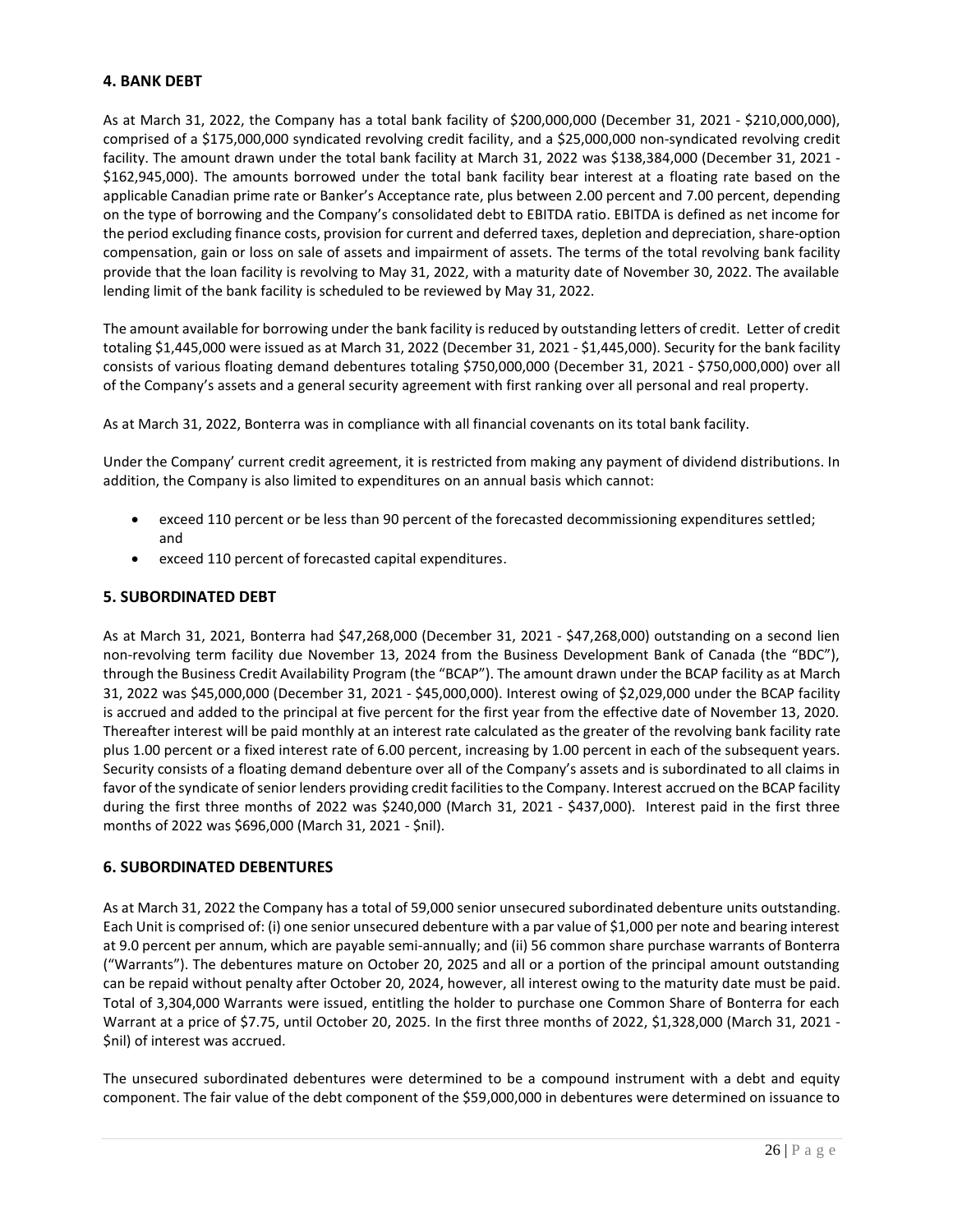## 4. BANK DEBT

As at March 31, 2022, the Company has a total bank facility of $200,000,000 (December 31, 2021 - $210,000,000), comprised of a $175,000,000 syndicated revolving credit facility, and a $25,000,000 non-syndicated revolving credit facility. The amount drawn under the total bank facility at March 31, 2022 was $138,384,000 (December 31, 2021 - $162,945,000). The amounts borrowed under the total bank facility bear interest at a floating rate based on the applicable Canadian prime rate or Banker's Acceptance rate, plus between 2.00 percent and 7.00 percent, depending on the type of borrowing and the Company's consolidated debt to EBITDA ratio. EBITDA is defined as net income for the period excluding finance costs, provision for current and deferred taxes, depletion and depreciation, share-option compensation, gain or loss on sale of assets and impairment of assets. The terms of the total revolving bank facility provide that the loan facility is revolving to May 31, 2022, with a maturity date of November 30, 2022. The available lending limit of the bank facility is scheduled to be reviewed by May 31, 2022.

The amount available for borrowing under the bank facility is reduced by outstanding letters of credit. Letter of credit totaling $1,445,000 were issued as at March 31, 2022 (December 31, 2021 - $1,445,000). Security for the bank facility consists of various floating demand debentures totaling $750,000,000 (December 31, 2021 - $750,000,000) over all of the Company's assets and a general security agreement with first ranking over all personal and real property.

As at March 31, 2022, Bonterra was in compliance with all financial covenants on its total bank facility.

Under the Company' current credit agreement, it is restricted from making any payment of dividend distributions. In addition, the Company is also limited to expenditures on an annual basis which cannot:

- exceed 110 percent or be less than 90 percent of the forecasted decommissioning expenditures settled; and
- exceed 110 percent of forecasted capital expenditures.

## 5. SUBORDINATED DEBT

As at March 31, 2021, Bonterra had $47,268,000 (December 31, 2021 - $47,268,000) outstanding on a second lien non-revolving term facility due November 13, 2024 from the Business Development Bank of Canada (the "BDC"), through the Business Credit Availability Program (the "BCAP"). The amount drawn under the BCAP facility as at March 31, 2022 was $45,000,000 (December 31, 2021 - $45,000,000). Interest owing of $2,029,000 under the BCAP facility is accrued and added to the principal at five percent for the first year from the effective date of November 13, 2020. Thereafter interest will be paid monthly at an interest rate calculated as the greater of the revolving bank facility rate plus 1.00 percent or a fixed interest rate of 6.00 percent, increasing by 1.00 percent in each of the subsequent years. Security consists of a floating demand debenture over all of the Company's assets and is subordinated to all claims in favor of the syndicate of senior lenders providing credit facilities to the Company. Interest accrued on the BCAP facility during the first three months of 2022 was $240,000 (March 31, 2021 - $437,000). Interest paid in the first three months of 2022 was $696,000 (March 31, 2021 - $nil).

## 6. SUBORDINATED DEBENTURES

As at March 31, 2022 the Company has a total of 59,000 senior unsecured subordinated debenture units outstanding. Each Unit is comprised of: (i) one senior unsecured debenture with a par value of $1,000 per note and bearing interest at 9.0 percent per annum, which are payable semi-annually; and (ii) 56 common share purchase warrants of Bonterra ("Warrants"). The debentures mature on October 20, 2025 and all or a portion of the principal amount outstanding can be repaid without penalty after October 20, 2024, however, all interest owing to the maturity date must be paid. Total of 3,304,000 Warrants were issued, entitling the holder to purchase one Common Share of Bonterra for each Warrant at a price of $7.75, until October 20, 2025. In the first three months of 2022, $1,328,000 (March 31, 2021 - $nil) of interest was accrued.

The unsecured subordinated debentures were determined to be a compound instrument with a debt and equity component. The fair value of the debt component of the $59,000,000 in debentures were determined on issuance to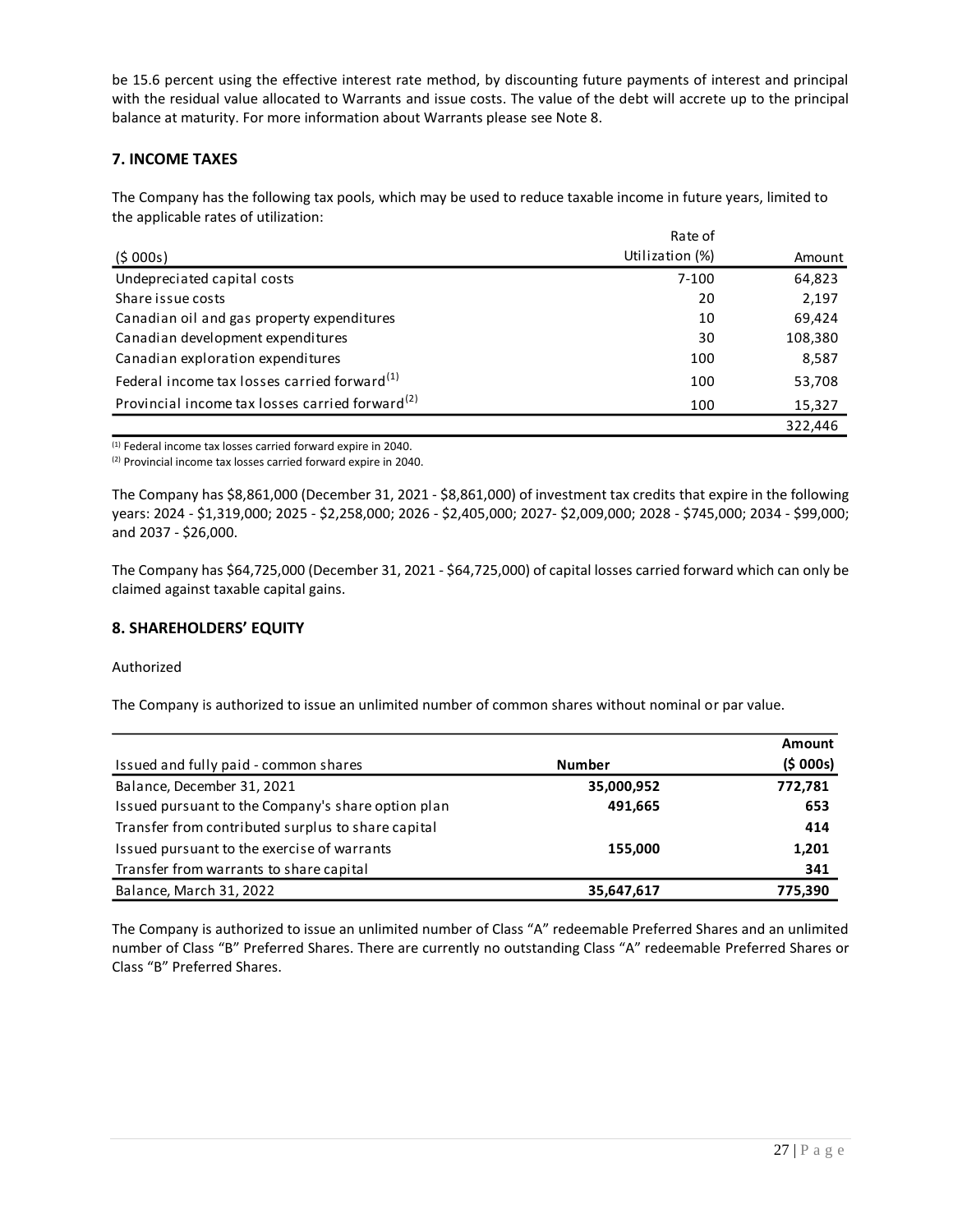be 15.6 percent using the effective interest rate method, by discounting future payments of interest and principal with the residual value allocated to Warrants and issue costs. The value of the debt will accrete up to the principal balance at maturity. For more information about Warrants please see Note 8.

## 7. INCOME TAXES

The Company has the following tax pools, which may be used to reduce taxable income in future years, limited to the applicable rates of utilization:

| ($ 000s) | Rate of Utilization (%) | Amount |
|---|---|---|
| Undepreciated capital costs | 7-100 | 64,823 |
| Share issue costs | 20 | 2,197 |
| Canadian oil and gas property expenditures | 10 | 69,424 |
| Canadian development expenditures | 30 | 108,380 |
| Canadian exploration expenditures | 100 | 8,587 |
| Federal income tax losses carried forward[1] | 100 | 53,708 |
| Provincial income tax losses carried forward[2] | 100 | 15,327 |
| | | 322,446 |

[1] Federal income tax losses carried forward expire in 2040.
[2] Provincial income tax losses carried forward expire in 2040.

The Company has $8,861,000 (December 31, 2021 - $8,861,000) of investment tax credits that expire in the following years: 2024 - $1,319,000; 2025 - $2,258,000; 2026 - $2,405,000; 2027- $2,009,000; 2028 - $745,000; 2034 - $99,000; and 2037 - $26,000.

The Company has $64,725,000 (December 31, 2021 - $64,725,000) of capital losses carried forward which can only be claimed against taxable capital gains.

## 8. SHAREHOLDERS' EQUITY

Authorized

The Company is authorized to issue an unlimited number of common shares without nominal or par value.

| Issued and fully paid - common shares | **Number** | **Amount ($ 000s)** |
|---|---|---|
| Balance, December 31, 2021 | **35,000,952** | **772,781** |
| Issued pursuant to the Company's share option plan | **491,665** | **653** |
| Transfer from contributed surplus to share capital | | **414** |
| Issued pursuant to the exercise of warrants | **155,000** | **1,201** |
| Transfer from warrants to share capital | | **341** |
| Balance, March 31, 2022 | **35,647,617** | **775,390** |

The Company is authorized to issue an unlimited number of Class "A" redeemable Preferred Shares and an unlimited number of Class "B" Preferred Shares. There are currently no outstanding Class "A" redeemable Preferred Shares or Class "B" Preferred Shares.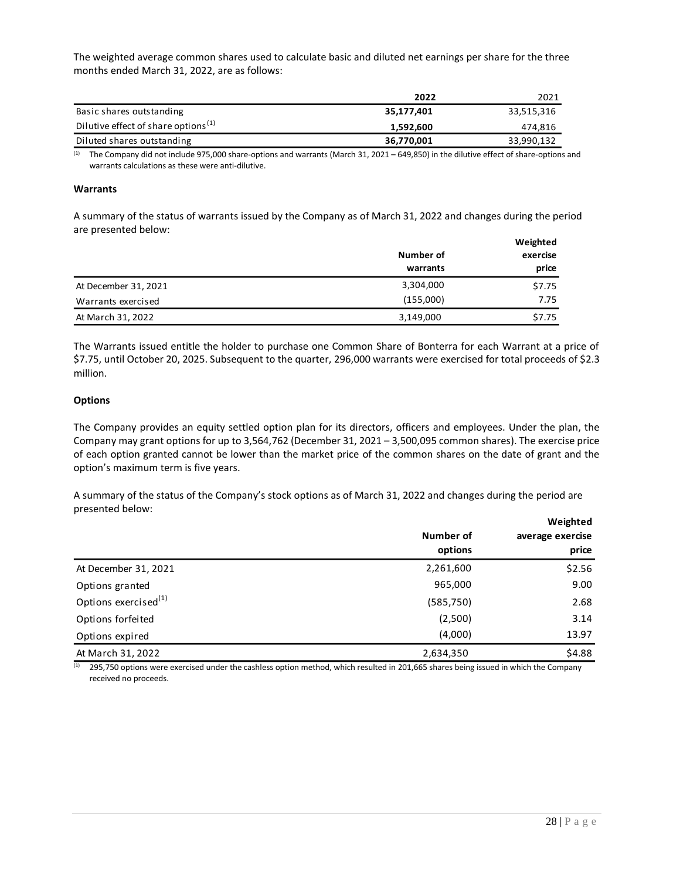The weighted average common shares used to calculate basic and diluted net earnings per share for the three months ended March 31, 2022, are as follows:

| | **2022** | 2021 |
|---|---|---|
| Basic shares outstanding | **35,177,401** | 33,515,316 |
| Dilutive effect of share options[(1)] | **1,592,600** | 474,816 |
| Diluted shares outstanding | **36,770,001** | 33,990,132 |

[(1)] The Company did not include 975,000 share-options and warrants (March 31, 2021 – 649,850) in the dilutive effect of share-options and warrants calculations as these were anti-dilutive.

**Warrants**

A summary of the status of warrants issued by the Company as of March 31, 2022 and changes during the period are presented below:

| | **Number of warrants** | **Weighted exercise price** |
|---|---|---|
| At December 31, 2021 | 3,304,000 | $7.75 |
| Warrants exercised | (155,000) | 7.75 |
| At March 31, 2022 | 3,149,000 | $7.75 |

The Warrants issued entitle the holder to purchase one Common Share of Bonterra for each Warrant at a price of $7.75, until October 20, 2025. Subsequent to the quarter, 296,000 warrants were exercised for total proceeds of $2.3 million.

**Options**

The Company provides an equity settled option plan for its directors, officers and employees. Under the plan, the Company may grant options for up to 3,564,762 (December 31, 2021 – 3,500,095 common shares). The exercise price of each option granted cannot be lower than the market price of the common shares on the date of grant and the option's maximum term is five years.

A summary of the status of the Company's stock options as of March 31, 2022 and changes during the period are presented below:

| | **Number of options** | **Weighted average exercise price** |
|---|---|---|
| At December 31, 2021 | 2,261,600 | $2.56 |
| Options granted | 965,000 | 9.00 |
| Options exercised[(1)] | (585,750) | 2.68 |
| Options forfeited | (2,500) | 3.14 |
| Options expired | (4,000) | 13.97 |
| At March 31, 2022 | 2,634,350 | $4.88 |

[(1)] 295,750 options were exercised under the cashless option method, which resulted in 201,665 shares being issued in which the Company received no proceeds.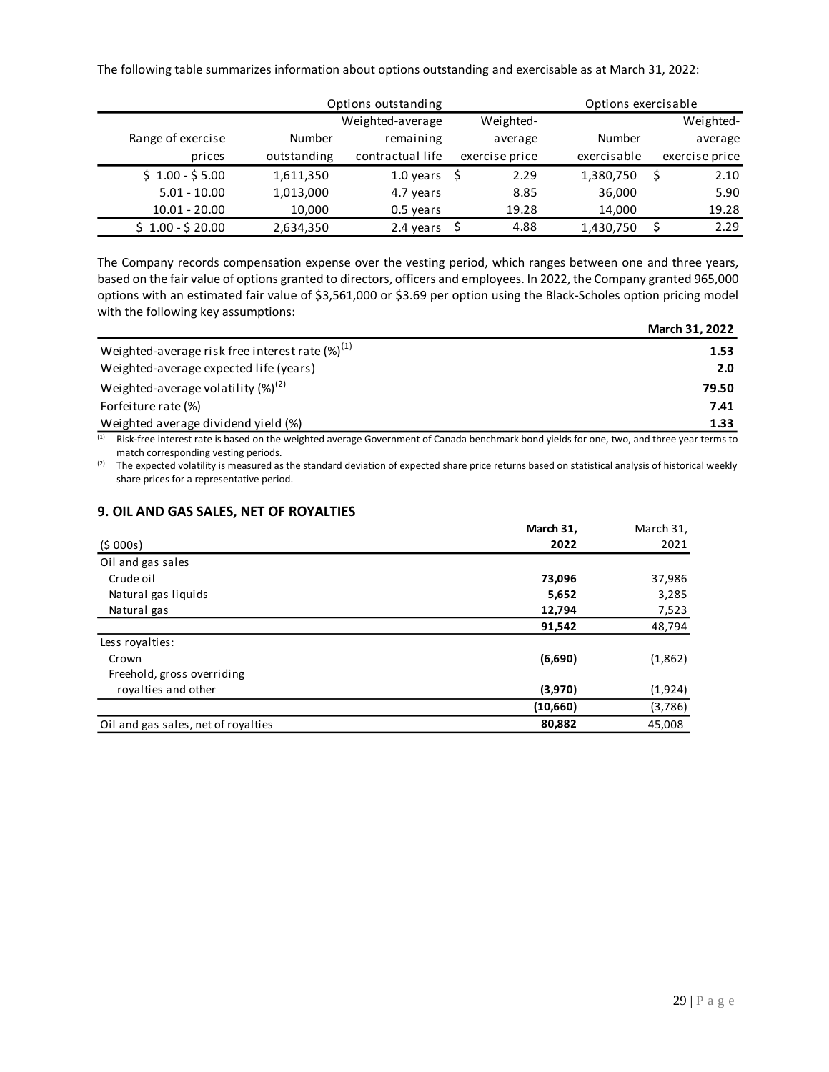The following table summarizes information about options outstanding and exercisable as at March 31, 2022:

| | Options outstanding | | | Options exercisable | |
|---|---|---|---|---|---|
| Range of exercise prices | Number outstanding | Weighted-average remaining contractual life | Weighted-average exercise price | Number exercisable | Weighted-average exercise price |
| $ 1.00 - $ 5.00 | 1,611,350 | 1.0 years | $ 2.29 | 1,380,750 | $ 2.10 |
| 5.01 - 10.00 | 1,013,000 | 4.7 years | 8.85 | 36,000 | 5.90 |
| 10.01 - 20.00 | 10,000 | 0.5 years | 19.28 | 14,000 | 19.28 |
| $ 1.00 - $ 20.00 | 2,634,350 | 2.4 years | $ 4.88 | 1,430,750 | $ 2.29 |

The Company records compensation expense over the vesting period, which ranges between one and three years, based on the fair value of options granted to directors, officers and employees. In 2022, the Company granted 965,000 options with an estimated fair value of $3,561,000 or $3.69 per option using the Black-Scholes option pricing model with the following key assumptions:

| | **March 31, 2022** |
|---|---|
| Weighted-average risk free interest rate (%)[1] | **1.53** |
| Weighted-average expected life (years) | **2.0** |
| Weighted-average volatility (%)[2] | **79.50** |
| Forfeiture rate (%) | **7.41** |
| Weighted average dividend yield (%) | **1.33** |

[1] Risk-free interest rate is based on the weighted average Government of Canada benchmark bond yields for one, two, and three year terms to match corresponding vesting periods.

[2] The expected volatility is measured as the standard deviation of expected share price returns based on statistical analysis of historical weekly share prices for a representative period.

## 9. OIL AND GAS SALES, NET OF ROYALTIES

| ($ 000s) | **March 31, 2022** | March 31, 2021 |
|---|---|---|
| Oil and gas sales | | |
| Crude oil | **73,096** | 37,986 |
| Natural gas liquids | **5,652** | 3,285 |
| Natural gas | **12,794** | 7,523 |
| | **91,542** | 48,794 |
| Less royalties: | | |
| Crown | **(6,690)** | (1,862) |
| Freehold, gross overriding royalties and other | **(3,970)** | (1,924) |
| | **(10,660)** | (3,786) |
| Oil and gas sales, net of royalties | **80,882** | 45,008 |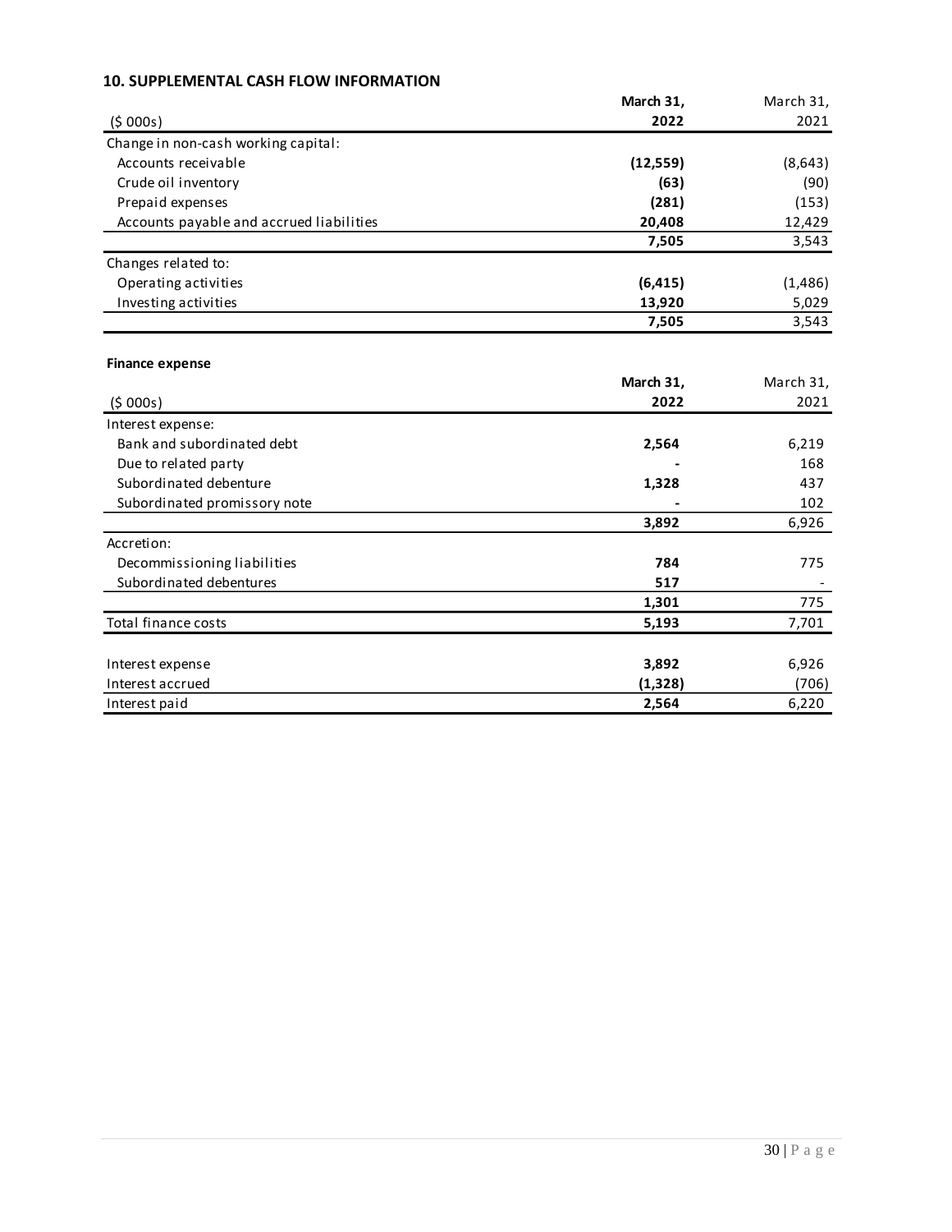## 10. SUPPLEMENTAL CASH FLOW INFORMATION

| ($ 000s) | March 31, 2022 | March 31, 2021 |
|---|---|---|
| Change in non-cash working capital: | | |
| Accounts receivable | **(12,559)** | (8,643) |
| Crude oil inventory | **(63)** | (90) |
| Prepaid expenses | **(281)** | (153) |
| Accounts payable and accrued liabilities | **20,408** | 12,429 |
| | **7,505** | 3,543 |
| Changes related to: | | |
| Operating activities | **(6,415)** | (1,486) |
| Investing activities | **13,920** | 5,029 |
| | **7,505** | 3,543 |

**Finance expense**

| ($ 000s) | March 31, 2022 | March 31, 2021 |
|---|---|---|
| Interest expense: | | |
| Bank and subordinated debt | **2,564** | 6,219 |
| Due to related party | **-** | 168 |
| Subordinated debenture | **1,328** | 437 |
| Subordinated promissory note | **-** | 102 |
| | **3,892** | 6,926 |
| Accretion: | | |
| Decommissioning liabilities | **784** | 775 |
| Subordinated debentures | **517** | - |
| | **1,301** | 775 |
| Total finance costs | **5,193** | 7,701 |
| | | |
| Interest expense | **3,892** | 6,926 |
| Interest accrued | **(1,328)** | (706) |
| Interest paid | **2,564** | 6,220 |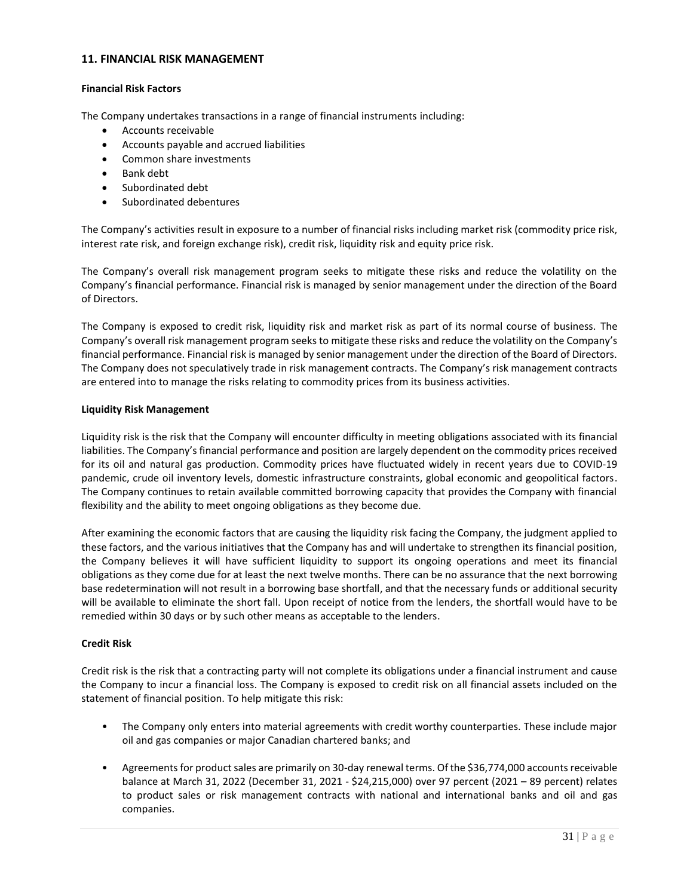## 11. FINANCIAL RISK MANAGEMENT

### Financial Risk Factors

The Company undertakes transactions in a range of financial instruments including:

- Accounts receivable
- Accounts payable and accrued liabilities
- Common share investments
- Bank debt
- Subordinated debt
- Subordinated debentures

The Company's activities result in exposure to a number of financial risks including market risk (commodity price risk, interest rate risk, and foreign exchange risk), credit risk, liquidity risk and equity price risk.

The Company's overall risk management program seeks to mitigate these risks and reduce the volatility on the Company's financial performance. Financial risk is managed by senior management under the direction of the Board of Directors.

The Company is exposed to credit risk, liquidity risk and market risk as part of its normal course of business. The Company's overall risk management program seeks to mitigate these risks and reduce the volatility on the Company's financial performance. Financial risk is managed by senior management under the direction of the Board of Directors. The Company does not speculatively trade in risk management contracts. The Company's risk management contracts are entered into to manage the risks relating to commodity prices from its business activities.

### Liquidity Risk Management

Liquidity risk is the risk that the Company will encounter difficulty in meeting obligations associated with its financial liabilities. The Company's financial performance and position are largely dependent on the commodity prices received for its oil and natural gas production. Commodity prices have fluctuated widely in recent years due to COVID-19 pandemic, crude oil inventory levels, domestic infrastructure constraints, global economic and geopolitical factors. The Company continues to retain available committed borrowing capacity that provides the Company with financial flexibility and the ability to meet ongoing obligations as they become due.

After examining the economic factors that are causing the liquidity risk facing the Company, the judgment applied to these factors, and the various initiatives that the Company has and will undertake to strengthen its financial position, the Company believes it will have sufficient liquidity to support its ongoing operations and meet its financial obligations as they come due for at least the next twelve months. There can be no assurance that the next borrowing base redetermination will not result in a borrowing base shortfall, and that the necessary funds or additional security will be available to eliminate the short fall. Upon receipt of notice from the lenders, the shortfall would have to be remedied within 30 days or by such other means as acceptable to the lenders.

### Credit Risk

Credit risk is the risk that a contracting party will not complete its obligations under a financial instrument and cause the Company to incur a financial loss. The Company is exposed to credit risk on all financial assets included on the statement of financial position. To help mitigate this risk:

- The Company only enters into material agreements with credit worthy counterparties. These include major oil and gas companies or major Canadian chartered banks; and

- Agreements for product sales are primarily on 30-day renewal terms. Of the $36,774,000 accounts receivable balance at March 31, 2022 (December 31, 2021 - $24,215,000) over 97 percent (2021 – 89 percent) relates to product sales or risk management contracts with national and international banks and oil and gas companies.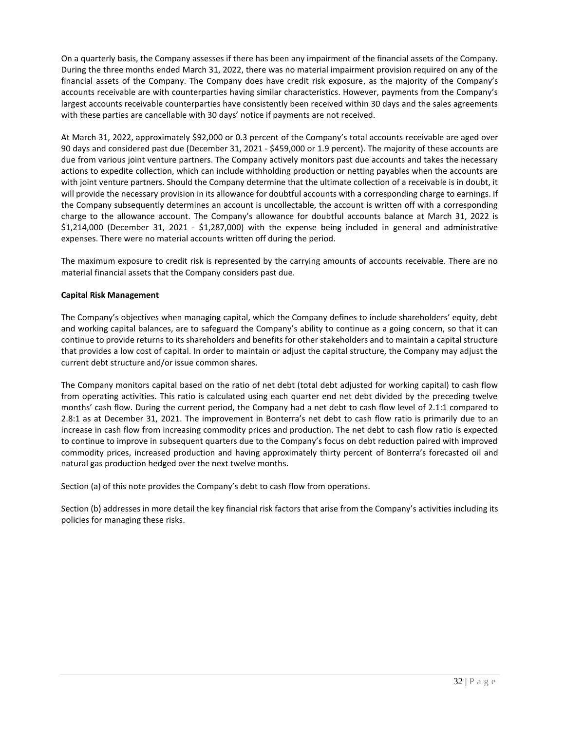On a quarterly basis, the Company assesses if there has been any impairment of the financial assets of the Company. During the three months ended March 31, 2022, there was no material impairment provision required on any of the financial assets of the Company. The Company does have credit risk exposure, as the majority of the Company's accounts receivable are with counterparties having similar characteristics. However, payments from the Company's largest accounts receivable counterparties have consistently been received within 30 days and the sales agreements with these parties are cancellable with 30 days' notice if payments are not received.

At March 31, 2022, approximately $92,000 or 0.3 percent of the Company's total accounts receivable are aged over 90 days and considered past due (December 31, 2021 - $459,000 or 1.9 percent). The majority of these accounts are due from various joint venture partners. The Company actively monitors past due accounts and takes the necessary actions to expedite collection, which can include withholding production or netting payables when the accounts are with joint venture partners. Should the Company determine that the ultimate collection of a receivable is in doubt, it will provide the necessary provision in its allowance for doubtful accounts with a corresponding charge to earnings. If the Company subsequently determines an account is uncollectable, the account is written off with a corresponding charge to the allowance account. The Company's allowance for doubtful accounts balance at March 31, 2022 is $1,214,000 (December 31, 2021 - $1,287,000) with the expense being included in general and administrative expenses. There were no material accounts written off during the period.

The maximum exposure to credit risk is represented by the carrying amounts of accounts receivable. There are no material financial assets that the Company considers past due.

**Capital Risk Management**

The Company's objectives when managing capital, which the Company defines to include shareholders' equity, debt and working capital balances, are to safeguard the Company's ability to continue as a going concern, so that it can continue to provide returns to its shareholders and benefits for other stakeholders and to maintain a capital structure that provides a low cost of capital. In order to maintain or adjust the capital structure, the Company may adjust the current debt structure and/or issue common shares.

The Company monitors capital based on the ratio of net debt (total debt adjusted for working capital) to cash flow from operating activities. This ratio is calculated using each quarter end net debt divided by the preceding twelve months' cash flow. During the current period, the Company had a net debt to cash flow level of 2.1:1 compared to 2.8:1 as at December 31, 2021. The improvement in Bonterra's net debt to cash flow ratio is primarily due to an increase in cash flow from increasing commodity prices and production. The net debt to cash flow ratio is expected to continue to improve in subsequent quarters due to the Company's focus on debt reduction paired with improved commodity prices, increased production and having approximately thirty percent of Bonterra's forecasted oil and natural gas production hedged over the next twelve months.

Section (a) of this note provides the Company's debt to cash flow from operations.

Section (b) addresses in more detail the key financial risk factors that arise from the Company's activities including its policies for managing these risks.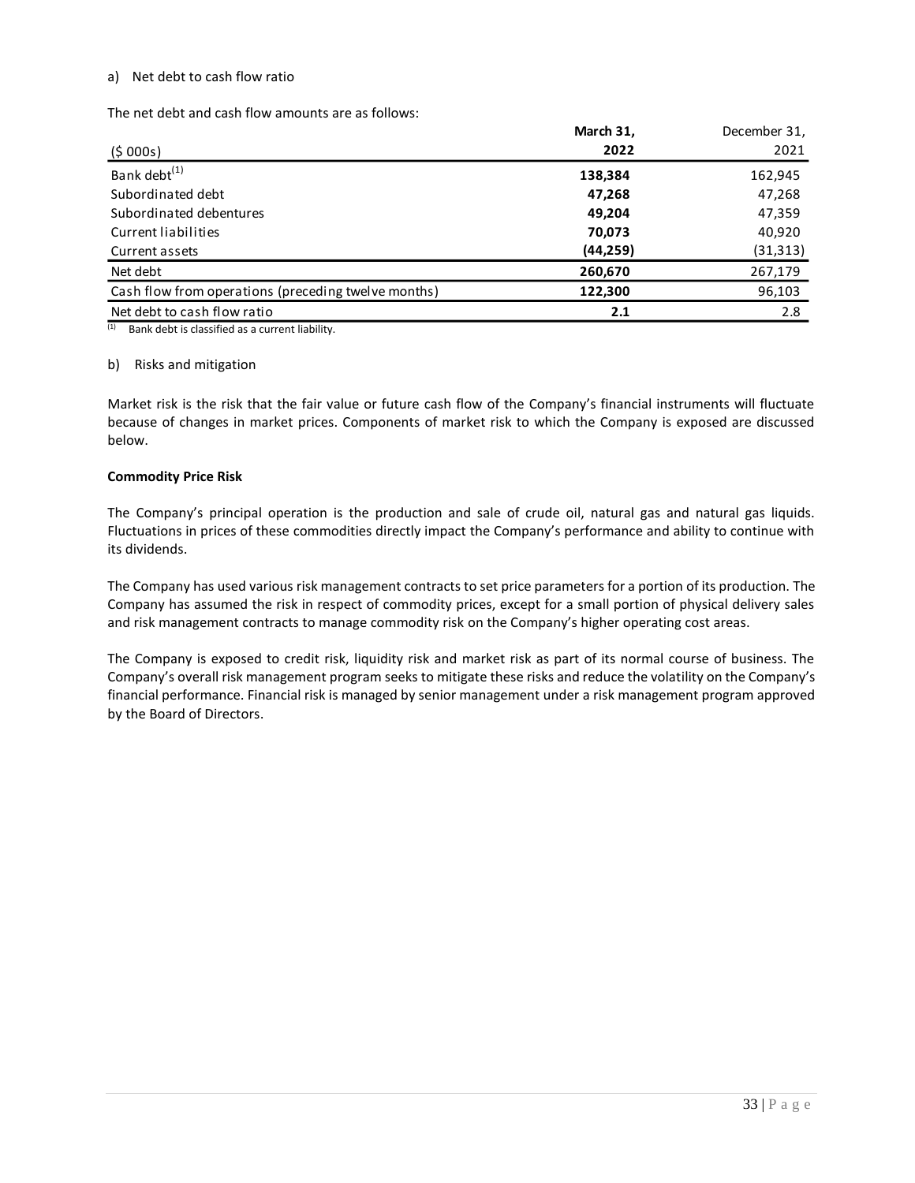a) Net debt to cash flow ratio

The net debt and cash flow amounts are as follows:

| ($ 000s) | **March 31, 2022** | December 31, 2021 |
|---|---|---|
| Bank debt[(1)] | **138,384** | 162,945 |
| Subordinated debt | **47,268** | 47,268 |
| Subordinated debentures | **49,204** | 47,359 |
| Current liabilities | **70,073** | 40,920 |
| Current assets | **(44,259)** | (31,313) |
| Net debt | **260,670** | 267,179 |
| Cash flow from operations (preceding twelve months) | **122,300** | 96,103 |
| Net debt to cash flow ratio | **2.1** | 2.8 |

(1) Bank debt is classified as a current liability.

b) Risks and mitigation

Market risk is the risk that the fair value or future cash flow of the Company's financial instruments will fluctuate because of changes in market prices. Components of market risk to which the Company is exposed are discussed below.

**Commodity Price Risk**

The Company's principal operation is the production and sale of crude oil, natural gas and natural gas liquids. Fluctuations in prices of these commodities directly impact the Company's performance and ability to continue with its dividends.

The Company has used various risk management contracts to set price parameters for a portion of its production. The Company has assumed the risk in respect of commodity prices, except for a small portion of physical delivery sales and risk management contracts to manage commodity risk on the Company's higher operating cost areas.

The Company is exposed to credit risk, liquidity risk and market risk as part of its normal course of business. The Company's overall risk management program seeks to mitigate these risks and reduce the volatility on the Company's financial performance. Financial risk is managed by senior management under a risk management program approved by the Board of Directors.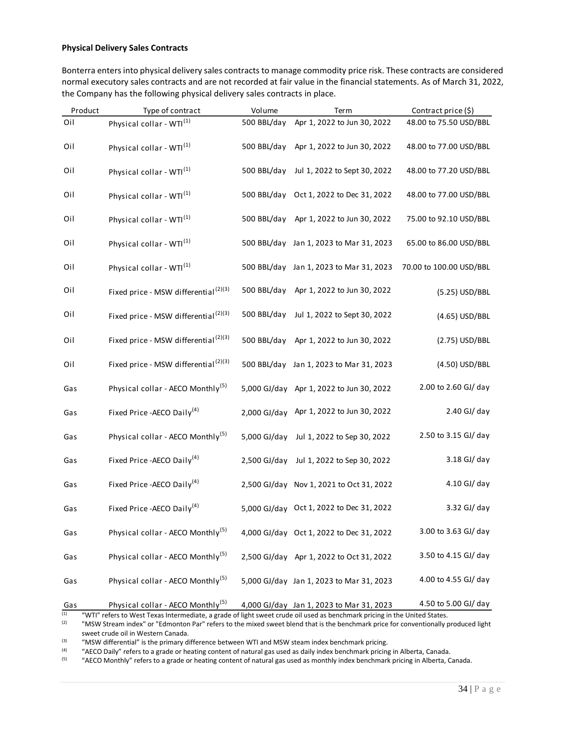**Physical Delivery Sales Contracts**

Bonterra enters into physical delivery sales contracts to manage commodity price risk. These contracts are considered normal executory sales contracts and are not recorded at fair value in the financial statements. As of March 31, 2022, the Company has the following physical delivery sales contracts in place.

| Product | Type of contract | Volume | Term | Contract price ($) |
|---|---|---|---|---|
| Oil | Physical collar - WTI[1] | 500 BBL/day | Apr 1, 2022 to Jun 30, 2022 | 48.00 to 75.50 USD/BBL |
| Oil | Physical collar - WTI[1] | 500 BBL/day | Apr 1, 2022 to Jun 30, 2022 | 48.00 to 77.00 USD/BBL |
| Oil | Physical collar - WTI[1] | 500 BBL/day | Jul 1, 2022 to Sept 30, 2022 | 48.00 to 77.20 USD/BBL |
| Oil | Physical collar - WTI[1] | 500 BBL/day | Oct 1, 2022 to Dec 31, 2022 | 48.00 to 77.00 USD/BBL |
| Oil | Physical collar - WTI[1] | 500 BBL/day | Apr 1, 2022 to Jun 30, 2022 | 75.00 to 92.10 USD/BBL |
| Oil | Physical collar - WTI[1] | 500 BBL/day | Jan 1, 2023 to Mar 31, 2023 | 65.00 to 86.00 USD/BBL |
| Oil | Physical collar - WTI[1] | 500 BBL/day | Jan 1, 2023 to Mar 31, 2023 | 70.00 to 100.00 USD/BBL |
| Oil | Fixed price - MSW differential[2][3] | 500 BBL/day | Apr 1, 2022 to Jun 30, 2022 | (5.25) USD/BBL |
| Oil | Fixed price - MSW differential[2][3] | 500 BBL/day | Jul 1, 2022 to Sept 30, 2022 | (4.65) USD/BBL |
| Oil | Fixed price - MSW differential[2][3] | 500 BBL/day | Apr 1, 2022 to Jun 30, 2022 | (2.75) USD/BBL |
| Oil | Fixed price - MSW differential[2][3] | 500 BBL/day | Jan 1, 2023 to Mar 31, 2023 | (4.50) USD/BBL |
| Gas | Physical collar - AECO Monthly[5] | 5,000 GJ/day | Apr 1, 2022 to Jun 30, 2022 | 2.00 to 2.60 GJ/ day |
| Gas | Fixed Price -AECO Daily[4] | 2,000 GJ/day | Apr 1, 2022 to Jun 30, 2022 | 2.40 GJ/ day |
| Gas | Physical collar - AECO Monthly[5] | 5,000 GJ/day | Jul 1, 2022 to Sep 30, 2022 | 2.50 to 3.15 GJ/ day |
| Gas | Fixed Price -AECO Daily[4] | 2,500 GJ/day | Jul 1, 2022 to Sep 30, 2022 | 3.18 GJ/ day |
| Gas | Fixed Price -AECO Daily[4] | 2,500 GJ/day | Nov 1, 2021 to Oct 31, 2022 | 4.10 GJ/ day |
| Gas | Fixed Price -AECO Daily[4] | 5,000 GJ/day | Oct 1, 2022 to Dec 31, 2022 | 3.32 GJ/ day |
| Gas | Physical collar - AECO Monthly[5] | 4,000 GJ/day | Oct 1, 2022 to Dec 31, 2022 | 3.00 to 3.63 GJ/ day |
| Gas | Physical collar - AECO Monthly[5] | 2,500 GJ/day | Apr 1, 2022 to Oct 31, 2022 | 3.50 to 4.15 GJ/ day |
| Gas | Physical collar - AECO Monthly[5] | 5,000 GJ/day | Jan 1, 2023 to Mar 31, 2023 | 4.00 to 4.55 GJ/ day |
| Gas | Physical collar - AECO Monthly[5] | 4,000 GJ/day | Jan 1, 2023 to Mar 31, 2023 | 4.50 to 5.00 GJ/ day |

(1) "WTI" refers to West Texas Intermediate, a grade of light sweet crude oil used as benchmark pricing in the United States.
(2) "MSW Stream index" or "Edmonton Par" refers to the mixed sweet blend that is the benchmark price for conventionally produced light sweet crude oil in Western Canada.
(3) "MSW differential" is the primary difference between WTI and MSW steam index benchmark pricing.
(4) "AECO Daily" refers to a grade or heating content of natural gas used as daily index benchmark pricing in Alberta, Canada.
(5) "AECO Monthly" refers to a grade or heating content of natural gas used as monthly index benchmark pricing in Alberta, Canada.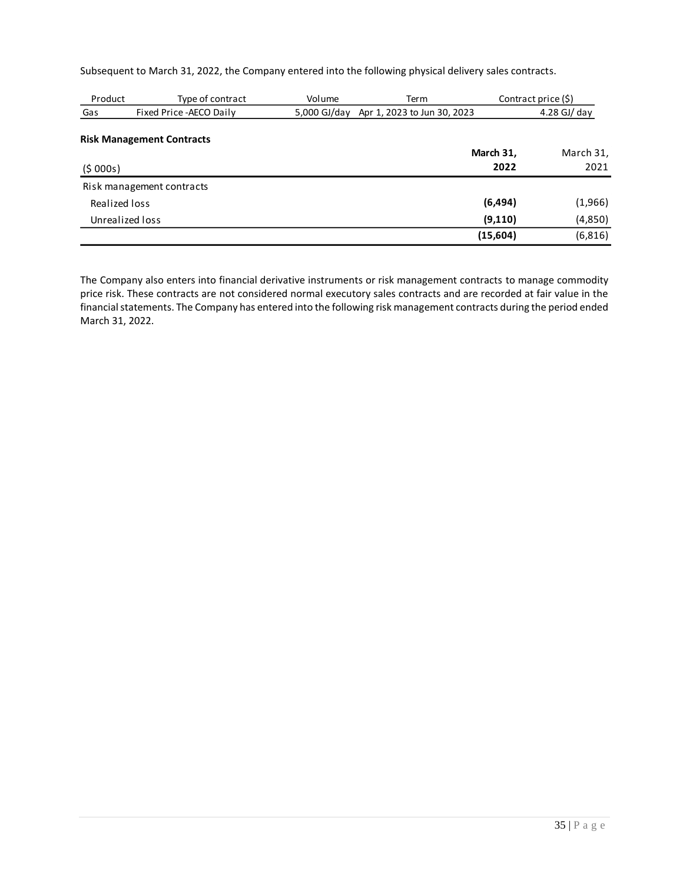Subsequent to March 31, 2022, the Company entered into the following physical delivery sales contracts.

| Product | Type of contract | Volume | Term | Contract price ($) |
|---|---|---|---|---|
| Gas | Fixed Price -AECO Daily | 5,000 GJ/day | Apr 1, 2023 to Jun 30, 2023 | 4.28 GJ/ day |

**Risk Management Contracts**

| ($ 000s) | **March 31, 2022** | March 31, 2021 |
|---|---|---|
| Risk management contracts | | |
| Realized loss | **(6,494)** | (1,966) |
| Unrealized loss | **(9,110)** | (4,850) |
| | **(15,604)** | (6,816) |

The Company also enters into financial derivative instruments or risk management contracts to manage commodity price risk. These contracts are not considered normal executory sales contracts and are recorded at fair value in the financial statements. The Company has entered into the following risk management contracts during the period ended March 31, 2022.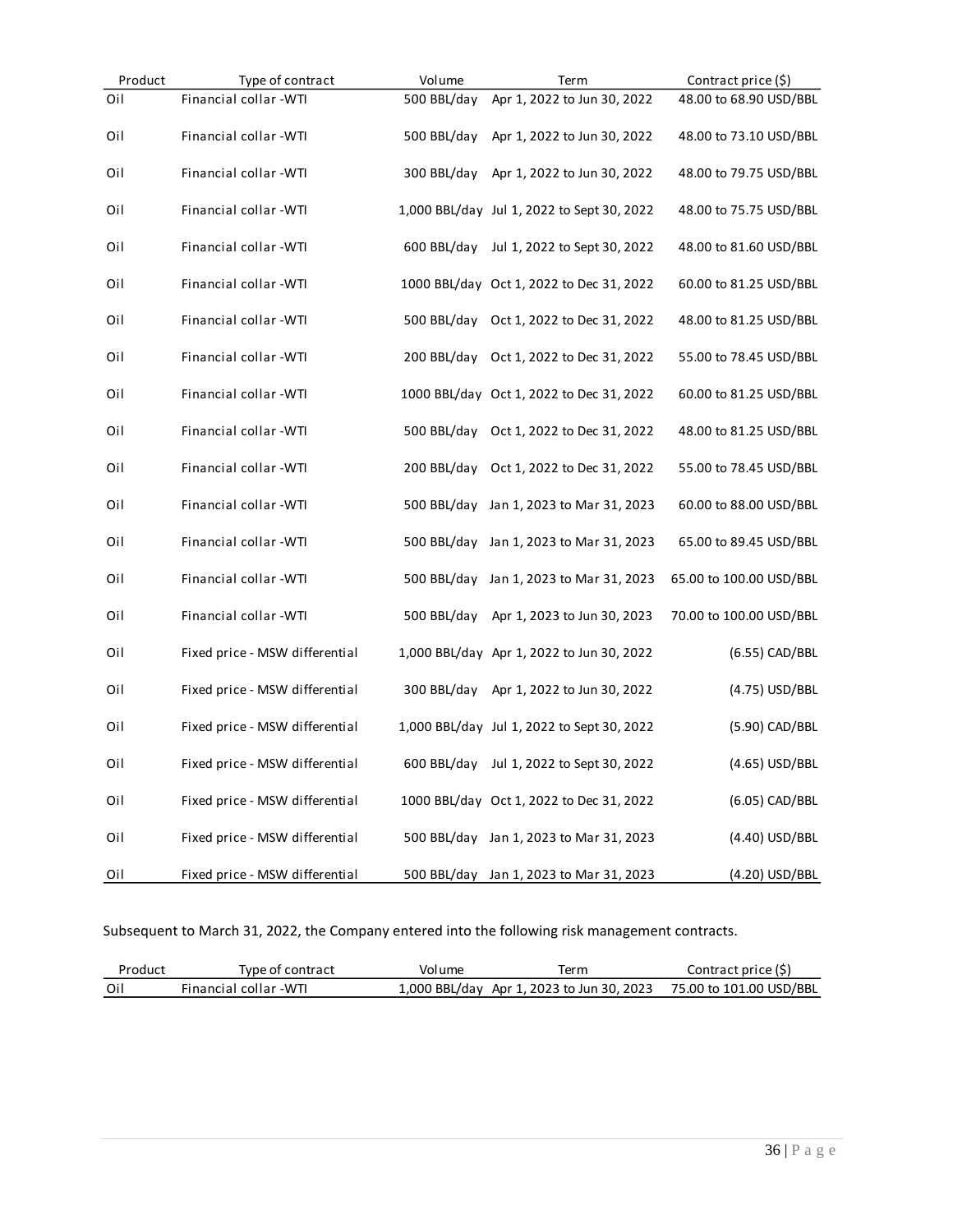| Product | Type of contract | Volume | Term | Contract price ($) |
|---|---|---|---|---|
| Oil | Financial collar -WTI | 500 BBL/day | Apr 1, 2022 to Jun 30, 2022 | 48.00 to 68.90 USD/BBL |
| Oil | Financial collar -WTI | 500 BBL/day | Apr 1, 2022 to Jun 30, 2022 | 48.00 to 73.10 USD/BBL |
| Oil | Financial collar -WTI | 300 BBL/day | Apr 1, 2022 to Jun 30, 2022 | 48.00 to 79.75 USD/BBL |
| Oil | Financial collar -WTI | 1,000 BBL/day | Jul 1, 2022 to Sept 30, 2022 | 48.00 to 75.75 USD/BBL |
| Oil | Financial collar -WTI | 600 BBL/day | Jul 1, 2022 to Sept 30, 2022 | 48.00 to 81.60 USD/BBL |
| Oil | Financial collar -WTI | 1000 BBL/day | Oct 1, 2022 to Dec 31, 2022 | 60.00 to 81.25 USD/BBL |
| Oil | Financial collar -WTI | 500 BBL/day | Oct 1, 2022 to Dec 31, 2022 | 48.00 to 81.25 USD/BBL |
| Oil | Financial collar -WTI | 200 BBL/day | Oct 1, 2022 to Dec 31, 2022 | 55.00 to 78.45 USD/BBL |
| Oil | Financial collar -WTI | 1000 BBL/day | Oct 1, 2022 to Dec 31, 2022 | 60.00 to 81.25 USD/BBL |
| Oil | Financial collar -WTI | 500 BBL/day | Oct 1, 2022 to Dec 31, 2022 | 48.00 to 81.25 USD/BBL |
| Oil | Financial collar -WTI | 200 BBL/day | Oct 1, 2022 to Dec 31, 2022 | 55.00 to 78.45 USD/BBL |
| Oil | Financial collar -WTI | 500 BBL/day | Jan 1, 2023 to Mar 31, 2023 | 60.00 to 88.00 USD/BBL |
| Oil | Financial collar -WTI | 500 BBL/day | Jan 1, 2023 to Mar 31, 2023 | 65.00 to 89.45 USD/BBL |
| Oil | Financial collar -WTI | 500 BBL/day | Jan 1, 2023 to Mar 31, 2023 | 65.00 to 100.00 USD/BBL |
| Oil | Financial collar -WTI | 500 BBL/day | Apr 1, 2023 to Jun 30, 2023 | 70.00 to 100.00 USD/BBL |
| Oil | Fixed price - MSW differential | 1,000 BBL/day | Apr 1, 2022 to Jun 30, 2022 | (6.55) CAD/BBL |
| Oil | Fixed price - MSW differential | 300 BBL/day | Apr 1, 2022 to Jun 30, 2022 | (4.75) USD/BBL |
| Oil | Fixed price - MSW differential | 1,000 BBL/day | Jul 1, 2022 to Sept 30, 2022 | (5.90) CAD/BBL |
| Oil | Fixed price - MSW differential | 600 BBL/day | Jul 1, 2022 to Sept 30, 2022 | (4.65) USD/BBL |
| Oil | Fixed price - MSW differential | 1000 BBL/day | Oct 1, 2022 to Dec 31, 2022 | (6.05) CAD/BBL |
| Oil | Fixed price - MSW differential | 500 BBL/day | Jan 1, 2023 to Mar 31, 2023 | (4.40) USD/BBL |
| Oil | Fixed price - MSW differential | 500 BBL/day | Jan 1, 2023 to Mar 31, 2023 | (4.20) USD/BBL |

Subsequent to March 31, 2022, the Company entered into the following risk management contracts.

| Product | Type of contract | Volume | Term | Contract price ($) |
|---|---|---|---|---|
| Oil | Financial collar -WTI | 1,000 BBL/day | Apr 1, 2023 to Jun 30, 2023 | 75.00 to 101.00 USD/BBL |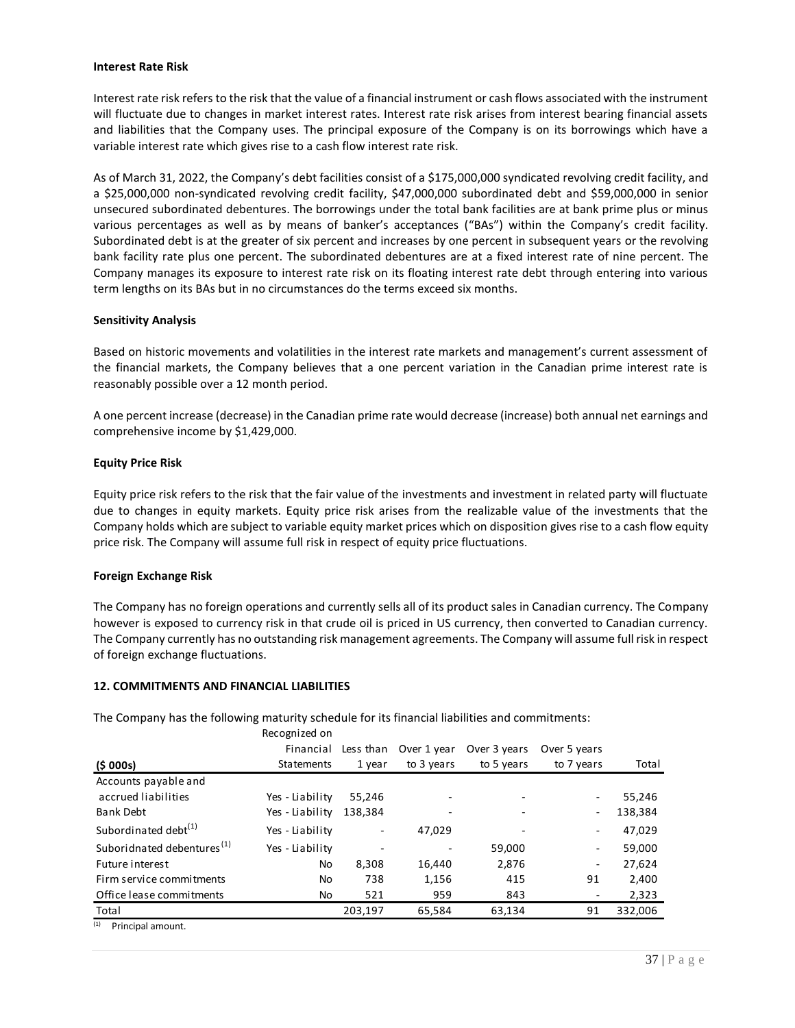**Interest Rate Risk**

Interest rate risk refers to the risk that the value of a financial instrument or cash flows associated with the instrument will fluctuate due to changes in market interest rates. Interest rate risk arises from interest bearing financial assets and liabilities that the Company uses. The principal exposure of the Company is on its borrowings which have a variable interest rate which gives rise to a cash flow interest rate risk.

As of March 31, 2022, the Company's debt facilities consist of a $175,000,000 syndicated revolving credit facility, and a $25,000,000 non-syndicated revolving credit facility, $47,000,000 subordinated debt and $59,000,000 in senior unsecured subordinated debentures. The borrowings under the total bank facilities are at bank prime plus or minus various percentages as well as by means of banker's acceptances ("BAs") within the Company's credit facility. Subordinated debt is at the greater of six percent and increases by one percent in subsequent years or the revolving bank facility rate plus one percent. The subordinated debentures are at a fixed interest rate of nine percent. The Company manages its exposure to interest rate risk on its floating interest rate debt through entering into various term lengths on its BAs but in no circumstances do the terms exceed six months.

**Sensitivity Analysis**

Based on historic movements and volatilities in the interest rate markets and management's current assessment of the financial markets, the Company believes that a one percent variation in the Canadian prime interest rate is reasonably possible over a 12 month period.

A one percent increase (decrease) in the Canadian prime rate would decrease (increase) both annual net earnings and comprehensive income by $1,429,000.

**Equity Price Risk**

Equity price risk refers to the risk that the fair value of the investments and investment in related party will fluctuate due to changes in equity markets. Equity price risk arises from the realizable value of the investments that the Company holds which are subject to variable equity market prices which on disposition gives rise to a cash flow equity price risk. The Company will assume full risk in respect of equity price fluctuations.

**Foreign Exchange Risk**

The Company has no foreign operations and currently sells all of its product sales in Canadian currency. The Company however is exposed to currency risk in that crude oil is priced in US currency, then converted to Canadian currency. The Company currently has no outstanding risk management agreements. The Company will assume full risk in respect of foreign exchange fluctuations.

**12. COMMITMENTS AND FINANCIAL LIABILITIES**

The Company has the following maturity schedule for its financial liabilities and commitments:

| ($ 000s) | Recognized on Financial Statements | Less than 1 year | Over 1 year to 3 years | Over 3 years to 5 years | Over 5 years to 7 years | Total |
|---|---|---|---|---|---|---|
| Accounts payable and accrued liabilities | Yes - Liability | 55,246 | - | - | - | 55,246 |
| Bank Debt | Yes - Liability | 138,384 | - | - | - | 138,384 |
| Subordinated debt[(1)] | Yes - Liability | - | 47,029 | - | - | 47,029 |
| Suboridnated debentures[(1)] | Yes - Liability | - | - | 59,000 | - | 59,000 |
| Future interest | No | 8,308 | 16,440 | 2,876 | - | 27,624 |
| Firm service commitments | No | 738 | 1,156 | 415 | 91 | 2,400 |
| Office lease commitments | No | 521 | 959 | 843 | - | 2,323 |
| Total | | 203,197 | 65,584 | 63,134 | 91 | 332,006 |

(1) Principal amount.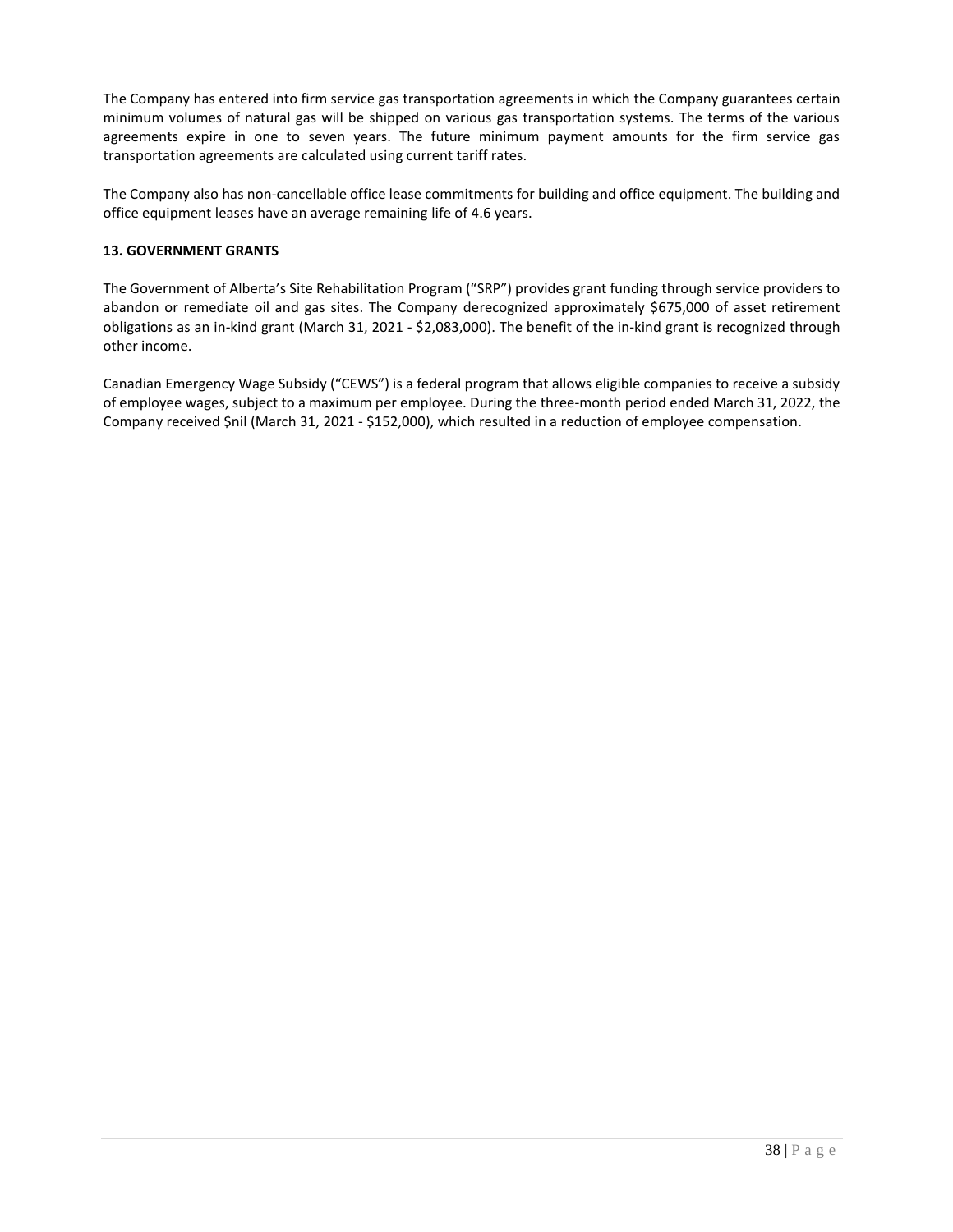The Company has entered into firm service gas transportation agreements in which the Company guarantees certain minimum volumes of natural gas will be shipped on various gas transportation systems. The terms of the various agreements expire in one to seven years. The future minimum payment amounts for the firm service gas transportation agreements are calculated using current tariff rates.

The Company also has non-cancellable office lease commitments for building and office equipment. The building and office equipment leases have an average remaining life of 4.6 years.

**13. GOVERNMENT GRANTS**

The Government of Alberta's Site Rehabilitation Program ("SRP") provides grant funding through service providers to abandon or remediate oil and gas sites. The Company derecognized approximately $675,000 of asset retirement obligations as an in-kind grant (March 31, 2021 - $2,083,000). The benefit of the in-kind grant is recognized through other income.

Canadian Emergency Wage Subsidy ("CEWS") is a federal program that allows eligible companies to receive a subsidy of employee wages, subject to a maximum per employee. During the three-month period ended March 31, 2022, the Company received $nil (March 31, 2021 - $152,000), which resulted in a reduction of employee compensation.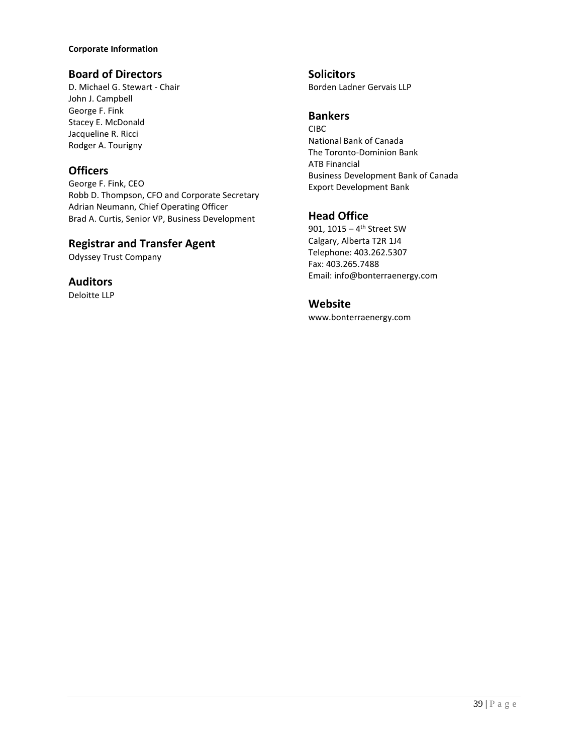**Corporate Information**

## Board of Directors

D. Michael G. Stewart - Chair
John J. Campbell
George F. Fink
Stacey E. McDonald
Jacqueline R. Ricci
Rodger A. Tourigny

## Officers

George F. Fink, CEO
Robb D. Thompson, CFO and Corporate Secretary
Adrian Neumann, Chief Operating Officer
Brad A. Curtis, Senior VP, Business Development

## Registrar and Transfer Agent

Odyssey Trust Company

## Auditors

Deloitte LLP

## Solicitors

Borden Ladner Gervais LLP

## Bankers

CIBC
National Bank of Canada
The Toronto-Dominion Bank
ATB Financial
Business Development Bank of Canada
Export Development Bank

## Head Office

901, 1015 – 4th Street SW
Calgary, Alberta T2R 1J4
Telephone: 403.262.5307
Fax: 403.265.7488
Email: info@bonterraenergy.com

## Website

www.bonterraenergy.com